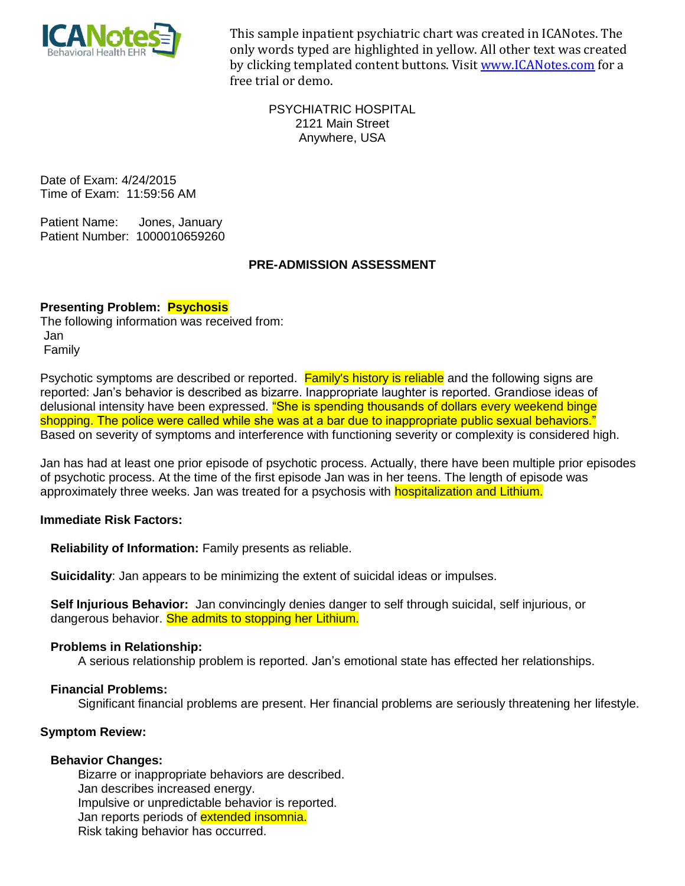This sample inpatient psychiatric chart was created in ICANotes. The only words typed are highlighted in yellow. All other text was created by clicking templated content buttons. Visit www.ICANotes.com for a free trial or demo.

PSYCHIATRIC HOSPITAL
2121 Main Street
Anywhere, USA

Date of Exam: 4/24/2015
Time of Exam: 11:59:56 AM

Patient Name: Jones, January
Patient Number: 1000010659260

## PRE-ADMISSION ASSESSMENT

**Presenting Problem: Psychosis**

The following information was received from:
Jan
Family

Psychotic symptoms are described or reported. Family's history is reliable and the following signs are reported: Jan's behavior is described as bizarre. Inappropriate laughter is reported. Grandiose ideas of delusional intensity have been expressed. "She is spending thousands of dollars every weekend binge shopping. The police were called while she was at a bar due to inappropriate public sexual behaviors." Based on severity of symptoms and interference with functioning severity or complexity is considered high.

Jan has had at least one prior episode of psychotic process. Actually, there have been multiple prior episodes of psychotic process. At the time of the first episode Jan was in her teens. The length of episode was approximately three weeks. Jan was treated for a psychosis with hospitalization and Lithium.

**Immediate Risk Factors:**

**Reliability of Information:** Family presents as reliable.

**Suicidality**: Jan appears to be minimizing the extent of suicidal ideas or impulses.

**Self Injurious Behavior:** Jan convincingly denies danger to self through suicidal, self injurious, or dangerous behavior. She admits to stopping her Lithium.

**Problems in Relationship:**

A serious relationship problem is reported. Jan's emotional state has effected her relationships.

**Financial Problems:**

Significant financial problems are present. Her financial problems are seriously threatening her lifestyle.

**Symptom Review:**

**Behavior Changes:**

Bizarre or inappropriate behaviors are described.
Jan describes increased energy.
Impulsive or unpredictable behavior is reported.
Jan reports periods of extended insomnia.
Risk taking behavior has occurred.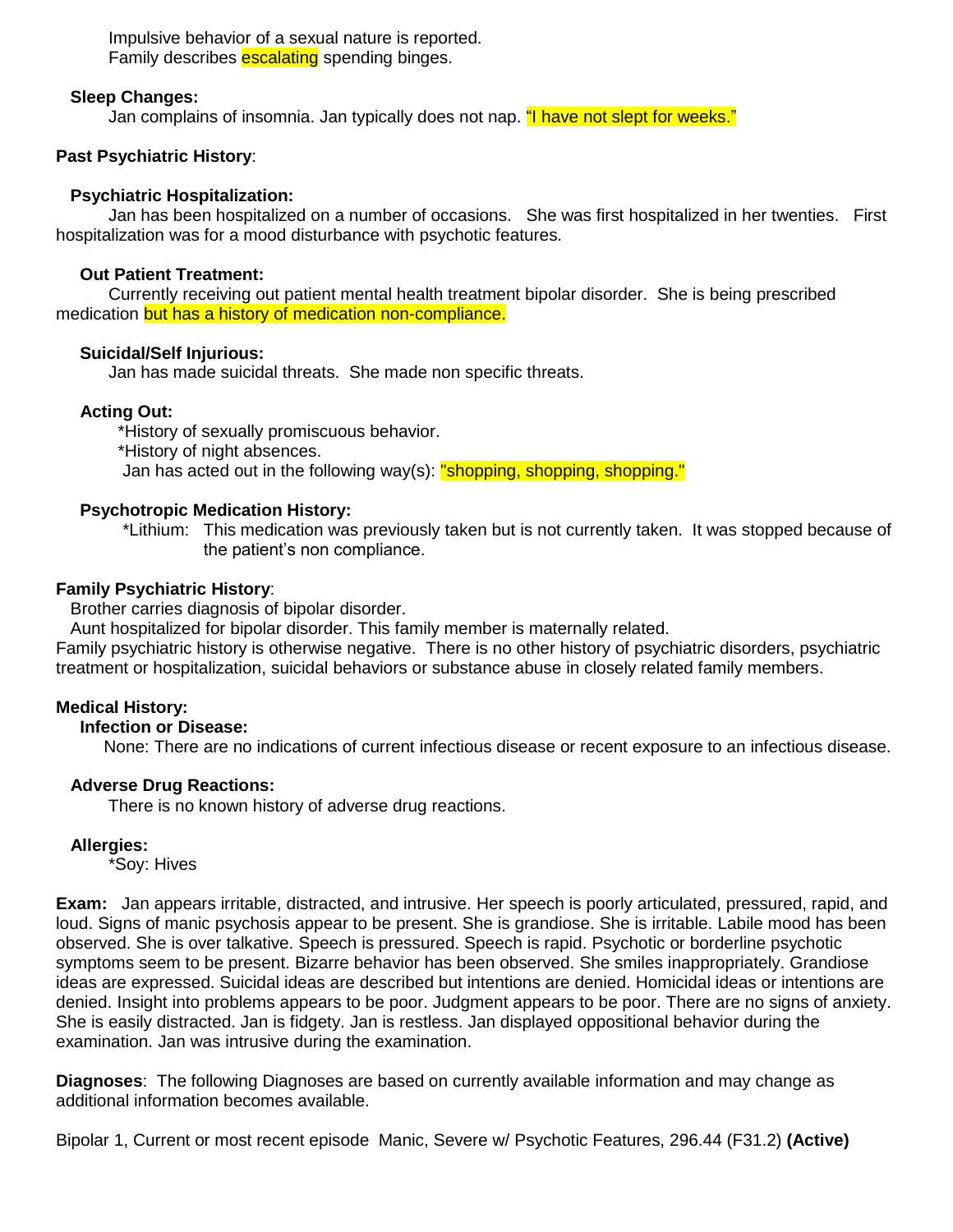Impulsive behavior of a sexual nature is reported.
Family describes escalating spending binges.

**Sleep Changes:**

Jan complains of insomnia. Jan typically does not nap. "I have not slept for weeks."

**Past Psychiatric History**:

**Psychiatric Hospitalization:**

Jan has been hospitalized on a number of occasions. She was first hospitalized in her twenties. First hospitalization was for a mood disturbance with psychotic features.

**Out Patient Treatment:**

Currently receiving out patient mental health treatment bipolar disorder. She is being prescribed medication but has a history of medication non-compliance.

**Suicidal/Self Injurious:**

Jan has made suicidal threats. She made non specific threats.

**Acting Out:**

*History of sexually promiscuous behavior.
*History of night absences.
Jan has acted out in the following way(s): "shopping, shopping, shopping."

**Psychotropic Medication History:**

*Lithium: This medication was previously taken but is not currently taken. It was stopped because of the patient's non compliance.

**Family Psychiatric History**:

Brother carries diagnosis of bipolar disorder.
Aunt hospitalized for bipolar disorder. This family member is maternally related.
Family psychiatric history is otherwise negative. There is no other history of psychiatric disorders, psychiatric treatment or hospitalization, suicidal behaviors or substance abuse in closely related family members.

**Medical History:**

**Infection or Disease:**

None: There are no indications of current infectious disease or recent exposure to an infectious disease.

**Adverse Drug Reactions:**

There is no known history of adverse drug reactions.

**Allergies:**

*Soy: Hives

**Exam:** Jan appears irritable, distracted, and intrusive. Her speech is poorly articulated, pressured, rapid, and loud. Signs of manic psychosis appear to be present. She is grandiose. She is irritable. Labile mood has been observed. She is over talkative. Speech is pressured. Speech is rapid. Psychotic or borderline psychotic symptoms seem to be present. Bizarre behavior has been observed. She smiles inappropriately. Grandiose ideas are expressed. Suicidal ideas are described but intentions are denied. Homicidal ideas or intentions are denied. Insight into problems appears to be poor. Judgment appears to be poor. There are no signs of anxiety. She is easily distracted. Jan is fidgety. Jan is restless. Jan displayed oppositional behavior during the examination. Jan was intrusive during the examination.

**Diagnoses**: The following Diagnoses are based on currently available information and may change as additional information becomes available.

Bipolar 1, Current or most recent episode Manic, Severe w/ Psychotic Features, 296.44 (F31.2) **(Active)**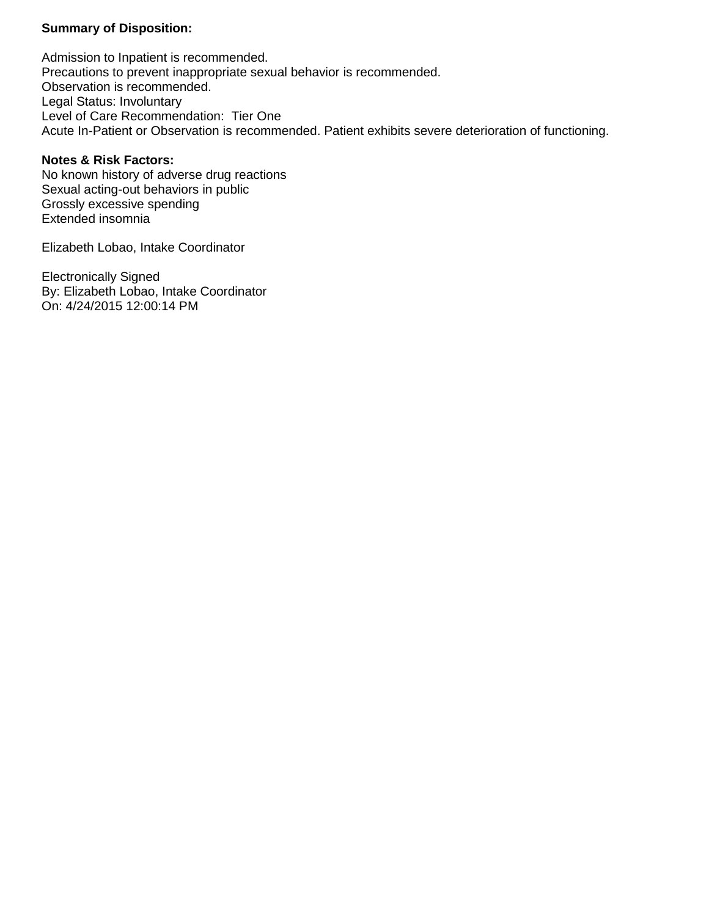**Summary of Disposition:**

Admission to Inpatient is recommended.
Precautions to prevent inappropriate sexual behavior is recommended.
Observation is recommended.
Legal Status: Involuntary
Level of Care Recommendation:  Tier One
Acute In-Patient or Observation is recommended. Patient exhibits severe deterioration of functioning.

**Notes & Risk Factors:**
No known history of adverse drug reactions
Sexual acting-out behaviors in public
Grossly excessive spending
Extended insomnia

Elizabeth Lobao, Intake Coordinator

Electronically Signed
By: Elizabeth Lobao, Intake Coordinator
On: 4/24/2015 12:00:14 PM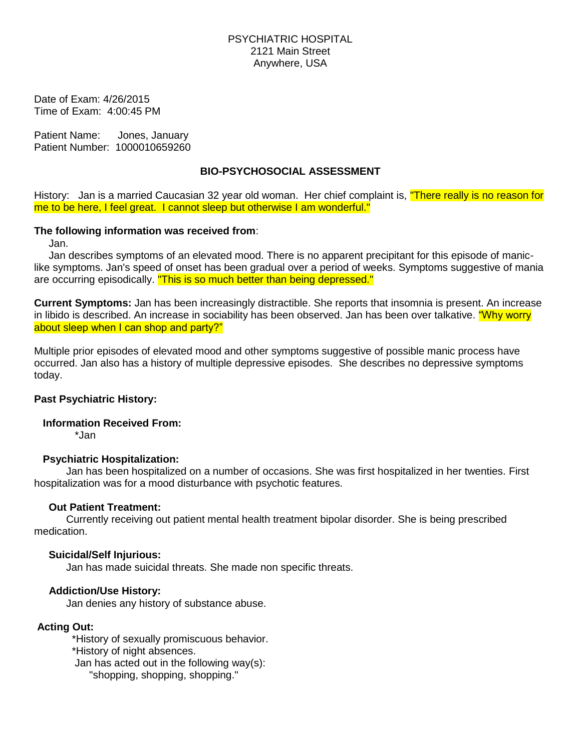PSYCHIATRIC HOSPITAL
2121 Main Street
Anywhere, USA

Date of Exam: 4/26/2015
Time of Exam: 4:00:45 PM

Patient Name: Jones, January
Patient Number: 1000010659260

## BIO-PSYCHOSOCIAL ASSESSMENT

History: Jan is a married Caucasian 32 year old woman. Her chief complaint is, "There really is no reason for me to be here, I feel great. I cannot sleep but otherwise I am wonderful."

**The following information was received from**:

Jan.

Jan describes symptoms of an elevated mood. There is no apparent precipitant for this episode of manic-like symptoms. Jan's speed of onset has been gradual over a period of weeks. Symptoms suggestive of mania are occurring episodically. "This is so much better than being depressed."

**Current Symptoms:** Jan has been increasingly distractible. She reports that insomnia is present. An increase in libido is described. An increase in sociability has been observed. Jan has been over talkative. "Why worry about sleep when I can shop and party?"

Multiple prior episodes of elevated mood and other symptoms suggestive of possible manic process have occurred. Jan also has a history of multiple depressive episodes. She describes no depressive symptoms today.

**Past Psychiatric History:**

**Information Received From:**

*Jan

**Psychiatric Hospitalization:**

Jan has been hospitalized on a number of occasions. She was first hospitalized in her twenties. First hospitalization was for a mood disturbance with psychotic features.

**Out Patient Treatment:**

Currently receiving out patient mental health treatment bipolar disorder. She is being prescribed medication.

**Suicidal/Self Injurious:**

Jan has made suicidal threats. She made non specific threats.

**Addiction/Use History:**

Jan denies any history of substance abuse.

**Acting Out:**

*History of sexually promiscuous behavior.
*History of night absences.
Jan has acted out in the following way(s):
"shopping, shopping, shopping."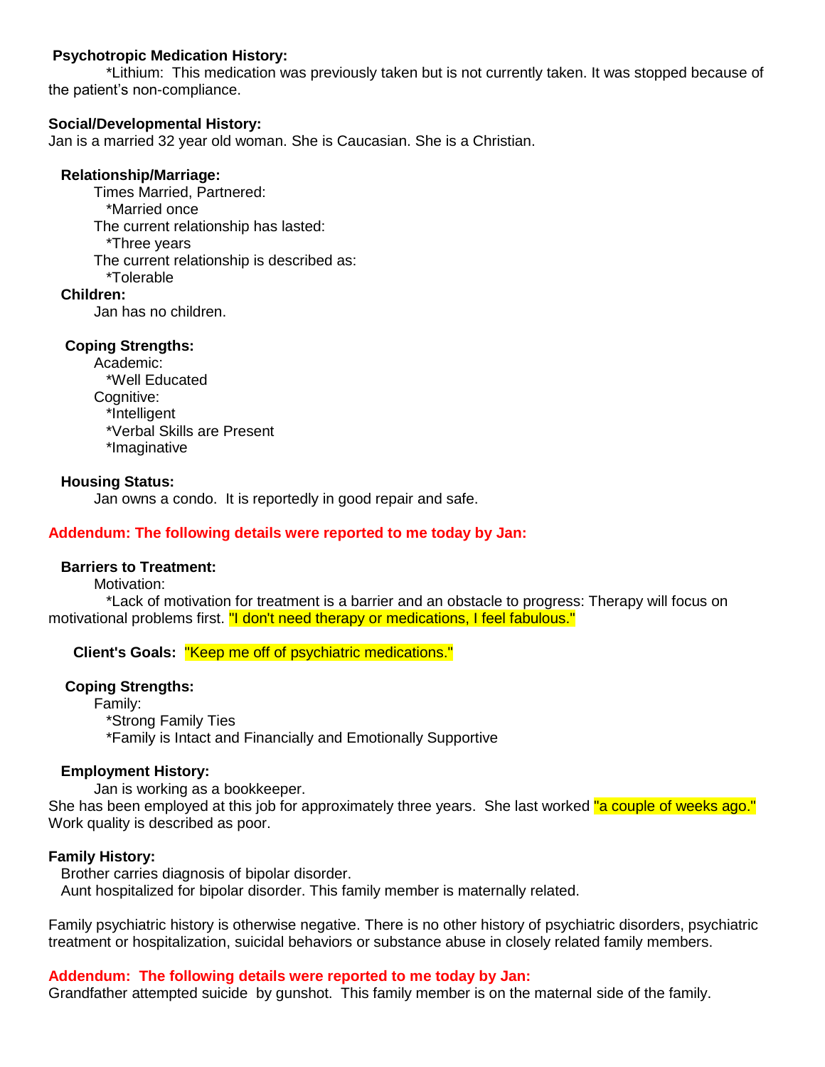**Psychotropic Medication History:**

*Lithium: This medication was previously taken but is not currently taken. It was stopped because of the patient's non-compliance.

**Social/Developmental History:**

Jan is a married 32 year old woman. She is Caucasian. She is a Christian.

**Relationship/Marriage:**

Times Married, Partnered:
*Married once
The current relationship has lasted:
*Three years
The current relationship is described as:
*Tolerable

**Children:**

Jan has no children.

**Coping Strengths:**

Academic:
*Well Educated
Cognitive:
*Intelligent
*Verbal Skills are Present
*Imaginative

**Housing Status:**

Jan owns a condo. It is reportedly in good repair and safe.

**Addendum: The following details were reported to me today by Jan:**

**Barriers to Treatment:**

Motivation:
*Lack of motivation for treatment is a barrier and an obstacle to progress: Therapy will focus on motivational problems first. "I don't need therapy or medications, I feel fabulous."

**Client's Goals:** "Keep me off of psychiatric medications."

**Coping Strengths:**

Family:
*Strong Family Ties
*Family is Intact and Financially and Emotionally Supportive

**Employment History:**

Jan is working as a bookkeeper.
She has been employed at this job for approximately three years. She last worked "a couple of weeks ago." Work quality is described as poor.

**Family History:**

Brother carries diagnosis of bipolar disorder.
Aunt hospitalized for bipolar disorder. This family member is maternally related.

Family psychiatric history is otherwise negative. There is no other history of psychiatric disorders, psychiatric treatment or hospitalization, suicidal behaviors or substance abuse in closely related family members.

**Addendum: The following details were reported to me today by Jan:**

Grandfather attempted suicide by gunshot. This family member is on the maternal side of the family.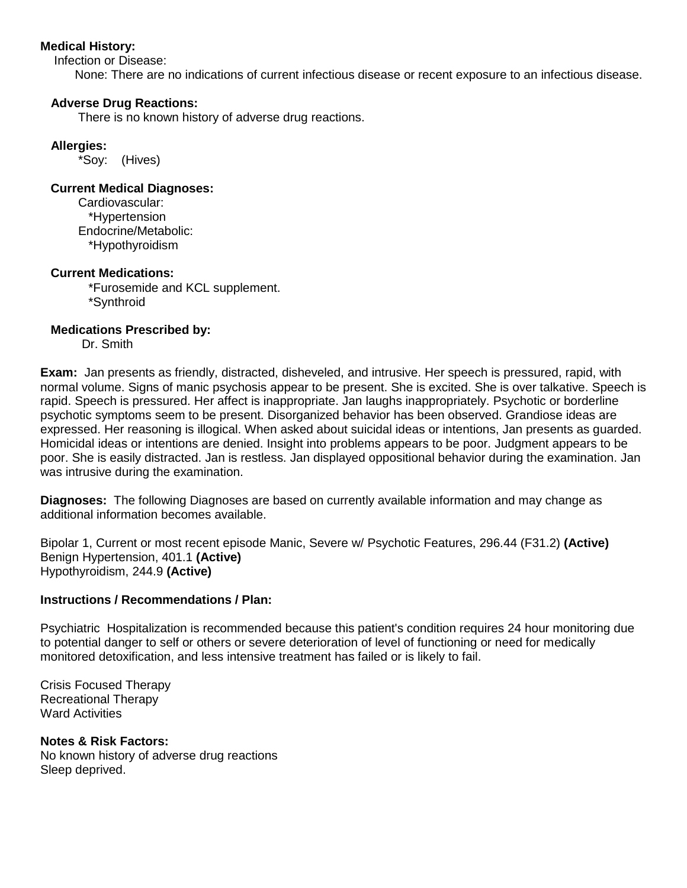**Medical History:**

Infection or Disease:

None: There are no indications of current infectious disease or recent exposure to an infectious disease.

**Adverse Drug Reactions:**

There is no known history of adverse drug reactions.

**Allergies:**

*Soy: (Hives)

**Current Medical Diagnoses:**

Cardiovascular:
*Hypertension
Endocrine/Metabolic:
*Hypothyroidism

**Current Medications:**

*Furosemide and KCL supplement.
*Synthroid

**Medications Prescribed by:**

Dr. Smith

**Exam:** Jan presents as friendly, distracted, disheveled, and intrusive. Her speech is pressured, rapid, with normal volume. Signs of manic psychosis appear to be present. She is excited. She is over talkative. Speech is rapid. Speech is pressured. Her affect is inappropriate. Jan laughs inappropriately. Psychotic or borderline psychotic symptoms seem to be present. Disorganized behavior has been observed. Grandiose ideas are expressed. Her reasoning is illogical. When asked about suicidal ideas or intentions, Jan presents as guarded. Homicidal ideas or intentions are denied. Insight into problems appears to be poor. Judgment appears to be poor. She is easily distracted. Jan is restless. Jan displayed oppositional behavior during the examination. Jan was intrusive during the examination.

**Diagnoses:** The following Diagnoses are based on currently available information and may change as additional information becomes available.

Bipolar 1, Current or most recent episode Manic, Severe w/ Psychotic Features, 296.44 (F31.2) **(Active)**
Benign Hypertension, 401.1 **(Active)**
Hypothyroidism, 244.9 **(Active)**

**Instructions / Recommendations / Plan:**

Psychiatric Hospitalization is recommended because this patient's condition requires 24 hour monitoring due to potential danger to self or others or severe deterioration of level of functioning or need for medically monitored detoxification, and less intensive treatment has failed or is likely to fail.

Crisis Focused Therapy
Recreational Therapy
Ward Activities

**Notes & Risk Factors:**

No known history of adverse drug reactions
Sleep deprived.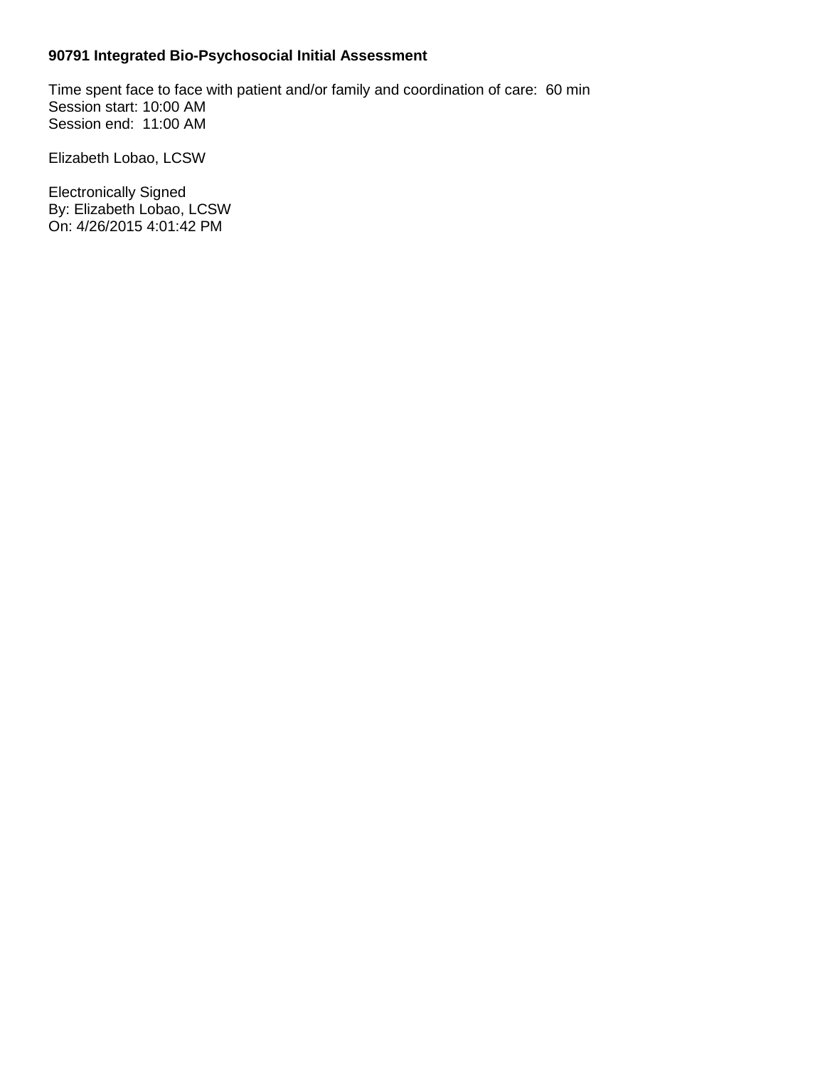**90791 Integrated Bio-Psychosocial Initial Assessment**

Time spent face to face with patient and/or family and coordination of care: 60 min
Session start: 10:00 AM
Session end: 11:00 AM

Elizabeth Lobao, LCSW

Electronically Signed
By: Elizabeth Lobao, LCSW
On: 4/26/2015 4:01:42 PM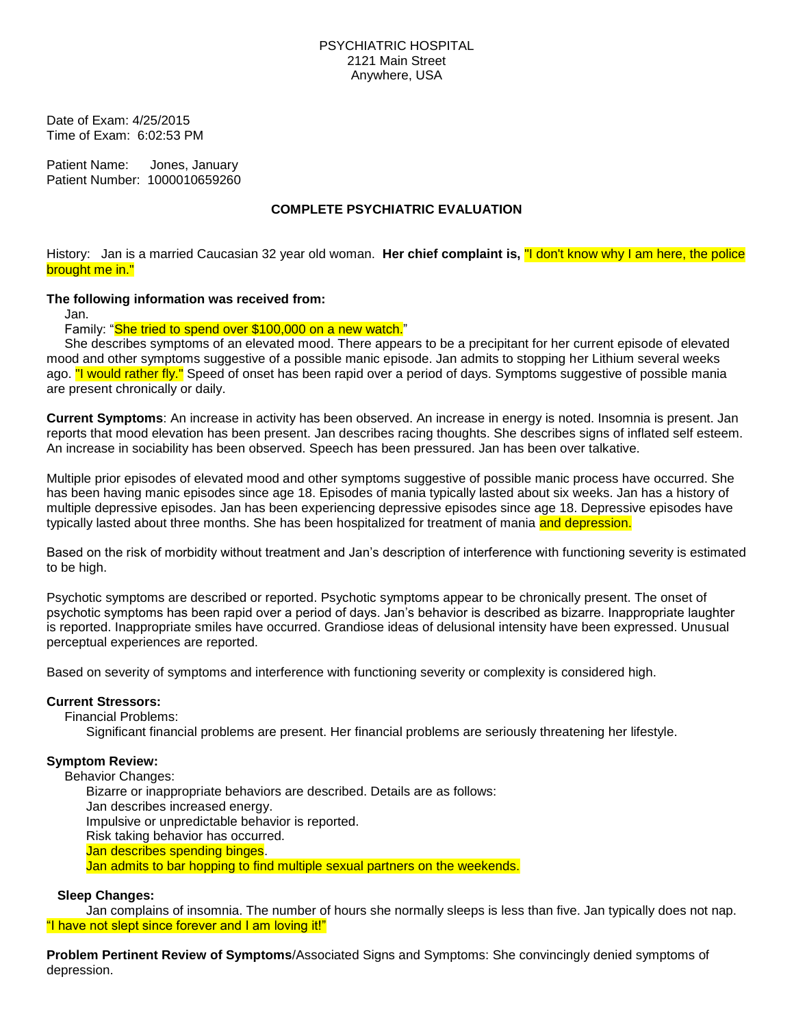PSYCHIATRIC HOSPITAL
2121 Main Street
Anywhere, USA

Date of Exam: 4/25/2015
Time of Exam: 6:02:53 PM

Patient Name: Jones, January
Patient Number: 1000010659260

## COMPLETE PSYCHIATRIC EVALUATION

History: Jan is a married Caucasian 32 year old woman. **Her chief complaint is,** "I don't know why I am here, the police brought me in."

**The following information was received from:**

Jan.

Family: "She tried to spend over $100,000 on a new watch."

She describes symptoms of an elevated mood. There appears to be a precipitant for her current episode of elevated mood and other symptoms suggestive of a possible manic episode. Jan admits to stopping her Lithium several weeks ago. "I would rather fly." Speed of onset has been rapid over a period of days. Symptoms suggestive of possible mania are present chronically or daily.

**Current Symptoms**: An increase in activity has been observed. An increase in energy is noted. Insomnia is present. Jan reports that mood elevation has been present. Jan describes racing thoughts. She describes signs of inflated self esteem. An increase in sociability has been observed. Speech has been pressured. Jan has been over talkative.

Multiple prior episodes of elevated mood and other symptoms suggestive of possible manic process have occurred. She has been having manic episodes since age 18. Episodes of mania typically lasted about six weeks. Jan has a history of multiple depressive episodes. Jan has been experiencing depressive episodes since age 18. Depressive episodes have typically lasted about three months. She has been hospitalized for treatment of mania and depression.

Based on the risk of morbidity without treatment and Jan's description of interference with functioning severity is estimated to be high.

Psychotic symptoms are described or reported. Psychotic symptoms appear to be chronically present. The onset of psychotic symptoms has been rapid over a period of days. Jan's behavior is described as bizarre. Inappropriate laughter is reported. Inappropriate smiles have occurred. Grandiose ideas of delusional intensity have been expressed. Unusual perceptual experiences are reported.

Based on severity of symptoms and interference with functioning severity or complexity is considered high.

**Current Stressors:**

Financial Problems:

Significant financial problems are present. Her financial problems are seriously threatening her lifestyle.

**Symptom Review:**

Behavior Changes:

Bizarre or inappropriate behaviors are described. Details are as follows:
Jan describes increased energy.
Impulsive or unpredictable behavior is reported.
Risk taking behavior has occurred.
Jan describes spending binges.
Jan admits to bar hopping to find multiple sexual partners on the weekends.

**Sleep Changes:**

Jan complains of insomnia. The number of hours she normally sleeps is less than five. Jan typically does not nap. "I have not slept since forever and I am loving it!"

**Problem Pertinent Review of Symptoms**/Associated Signs and Symptoms: She convincingly denied symptoms of depression.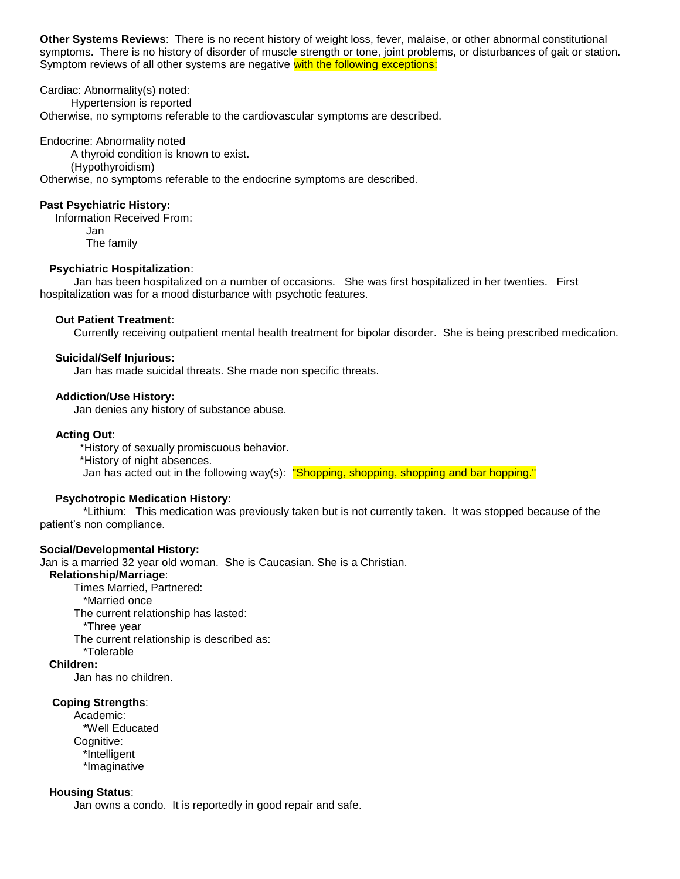**Other Systems Reviews**: There is no recent history of weight loss, fever, malaise, or other abnormal constitutional symptoms. There is no history of disorder of muscle strength or tone, joint problems, or disturbances of gait or station. Symptom reviews of all other systems are negative with the following exceptions:

Cardiac: Abnormality(s) noted:
Hypertension is reported
Otherwise, no symptoms referable to the cardiovascular symptoms are described.

Endocrine: Abnormality noted
A thyroid condition is known to exist.
(Hypothyroidism)
Otherwise, no symptoms referable to the endocrine symptoms are described.

**Past Psychiatric History:**

Information Received From:
Jan
The family

**Psychiatric Hospitalization**:

Jan has been hospitalized on a number of occasions. She was first hospitalized in her twenties. First hospitalization was for a mood disturbance with psychotic features.

**Out Patient Treatment**:

Currently receiving outpatient mental health treatment for bipolar disorder. She is being prescribed medication.

**Suicidal/Self Injurious:**

Jan has made suicidal threats. She made non specific threats.

**Addiction/Use History:**

Jan denies any history of substance abuse.

**Acting Out**:

*History of sexually promiscuous behavior.
*History of night absences.
Jan has acted out in the following way(s): "Shopping, shopping, shopping and bar hopping."

**Psychotropic Medication History**:

*Lithium: This medication was previously taken but is not currently taken. It was stopped because of the patient's non compliance.

**Social/Developmental History:**

Jan is a married 32 year old woman. She is Caucasian. She is a Christian.

**Relationship/Marriage**:

Times Married, Partnered:
*Married once
The current relationship has lasted:
*Three year
The current relationship is described as:
*Tolerable

**Children:**

Jan has no children.

**Coping Strengths**:

Academic:
*Well Educated
Cognitive:
*Intelligent
*Imaginative

**Housing Status**:

Jan owns a condo. It is reportedly in good repair and safe.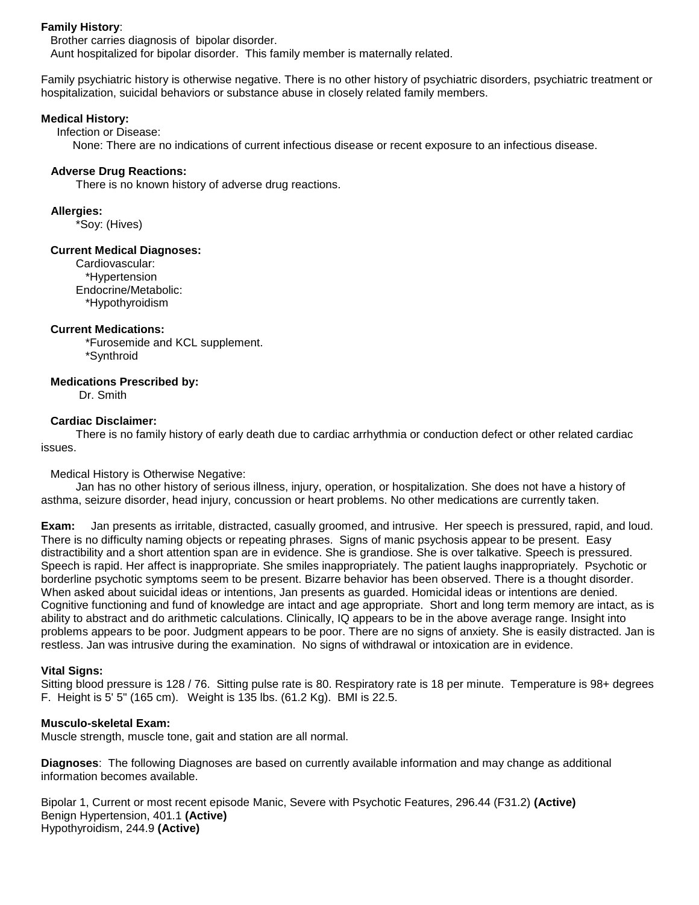**Family History**:

Brother carries diagnosis of bipolar disorder.
Aunt hospitalized for bipolar disorder. This family member is maternally related.

Family psychiatric history is otherwise negative. There is no other history of psychiatric disorders, psychiatric treatment or hospitalization, suicidal behaviors or substance abuse in closely related family members.

**Medical History:**

Infection or Disease:

None: There are no indications of current infectious disease or recent exposure to an infectious disease.

**Adverse Drug Reactions:**

There is no known history of adverse drug reactions.

**Allergies:**

*Soy: (Hives)

**Current Medical Diagnoses:**

Cardiovascular:
*Hypertension
Endocrine/Metabolic:
*Hypothyroidism

**Current Medications:**

*Furosemide and KCL supplement.
*Synthroid

**Medications Prescribed by:**

Dr. Smith

**Cardiac Disclaimer:**

There is no family history of early death due to cardiac arrhythmia or conduction defect or other related cardiac issues.

Medical History is Otherwise Negative:

Jan has no other history of serious illness, injury, operation, or hospitalization. She does not have a history of asthma, seizure disorder, head injury, concussion or heart problems. No other medications are currently taken.

**Exam:** Jan presents as irritable, distracted, casually groomed, and intrusive. Her speech is pressured, rapid, and loud. There is no difficulty naming objects or repeating phrases. Signs of manic psychosis appear to be present. Easy distractibility and a short attention span are in evidence. She is grandiose. She is over talkative. Speech is pressured. Speech is rapid. Her affect is inappropriate. She smiles inappropriately. The patient laughs inappropriately. Psychotic or borderline psychotic symptoms seem to be present. Bizarre behavior has been observed. There is a thought disorder. When asked about suicidal ideas or intentions, Jan presents as guarded. Homicidal ideas or intentions are denied. Cognitive functioning and fund of knowledge are intact and age appropriate. Short and long term memory are intact, as is ability to abstract and do arithmetic calculations. Clinically, IQ appears to be in the above average range. Insight into problems appears to be poor. Judgment appears to be poor. There are no signs of anxiety. She is easily distracted. Jan is restless. Jan was intrusive during the examination. No signs of withdrawal or intoxication are in evidence.

**Vital Signs:**

Sitting blood pressure is 128 / 76. Sitting pulse rate is 80. Respiratory rate is 18 per minute. Temperature is 98+ degrees F. Height is 5' 5" (165 cm). Weight is 135 lbs. (61.2 Kg). BMI is 22.5.

**Musculo-skeletal Exam:**

Muscle strength, muscle tone, gait and station are all normal.

**Diagnoses**: The following Diagnoses are based on currently available information and may change as additional information becomes available.

Bipolar 1, Current or most recent episode Manic, Severe with Psychotic Features, 296.44 (F31.2) **(Active)**
Benign Hypertension, 401.1 **(Active)**
Hypothyroidism, 244.9 **(Active)**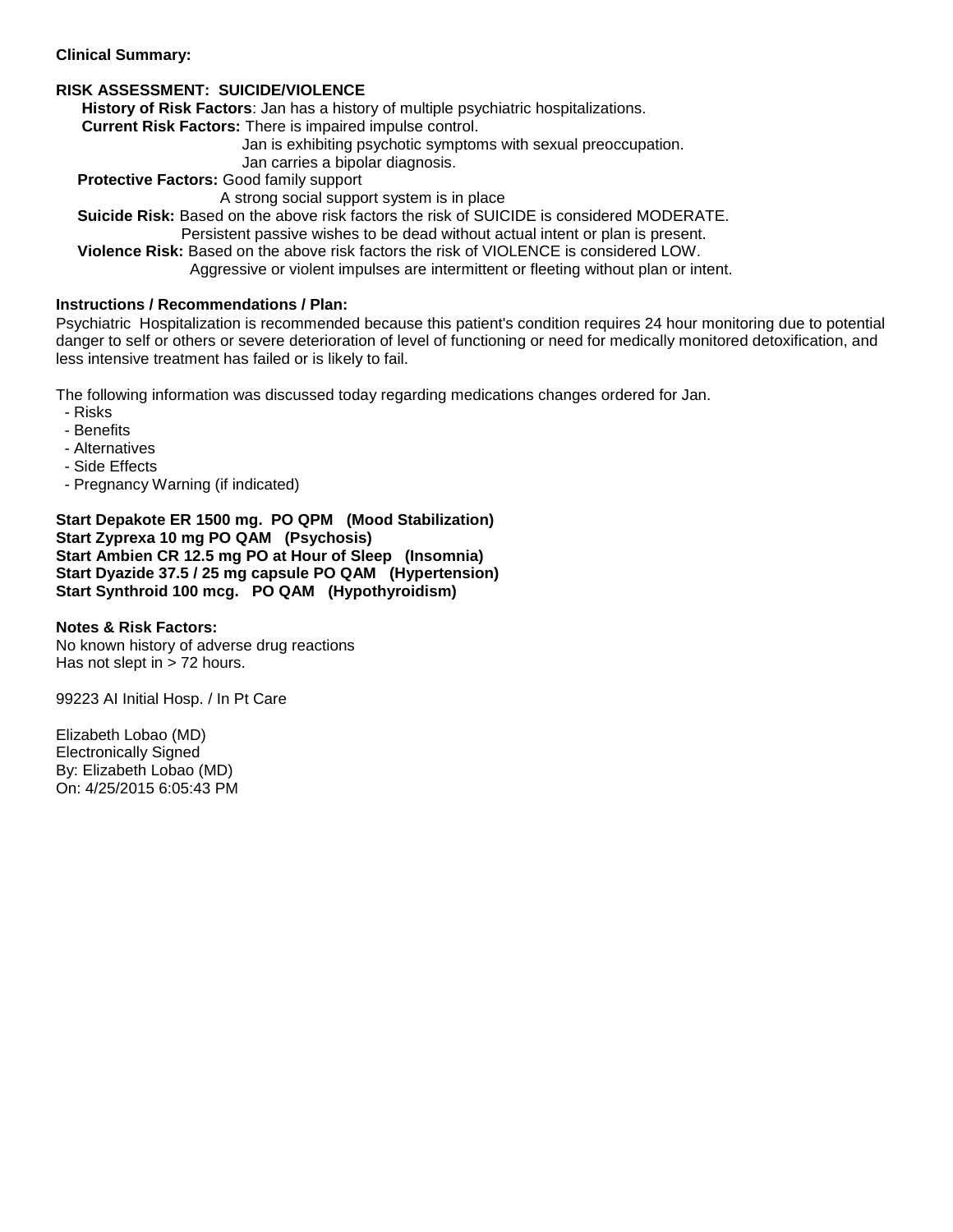**Clinical Summary:**

**RISK ASSESSMENT: SUICIDE/VIOLENCE**

**History of Risk Factors**: Jan has a history of multiple psychiatric hospitalizations.

**Current Risk Factors:** There is impaired impulse control.
Jan is exhibiting psychotic symptoms with sexual preoccupation.
Jan carries a bipolar diagnosis.

**Protective Factors:** Good family support
A strong social support system is in place

**Suicide Risk:** Based on the above risk factors the risk of SUICIDE is considered MODERATE.
Persistent passive wishes to be dead without actual intent or plan is present.

**Violence Risk:** Based on the above risk factors the risk of VIOLENCE is considered LOW.
Aggressive or violent impulses are intermittent or fleeting without plan or intent.

**Instructions / Recommendations / Plan:**

Psychiatric Hospitalization is recommended because this patient's condition requires 24 hour monitoring due to potential danger to self or others or severe deterioration of level of functioning or need for medically monitored detoxification, and less intensive treatment has failed or is likely to fail.

The following information was discussed today regarding medications changes ordered for Jan.

- Risks
- Benefits
- Alternatives
- Side Effects
- Pregnancy Warning (if indicated)

**Start Depakote ER 1500 mg. PO QPM (Mood Stabilization)**
**Start Zyprexa 10 mg PO QAM (Psychosis)**
**Start Ambien CR 12.5 mg PO at Hour of Sleep (Insomnia)**
**Start Dyazide 37.5 / 25 mg capsule PO QAM (Hypertension)**
**Start Synthroid 100 mcg. PO QAM (Hypothyroidism)**

**Notes & Risk Factors:**

No known history of adverse drug reactions
Has not slept in > 72 hours.

99223 AI Initial Hosp. / In Pt Care

Elizabeth Lobao (MD)
Electronically Signed
By: Elizabeth Lobao (MD)
On: 4/25/2015 6:05:43 PM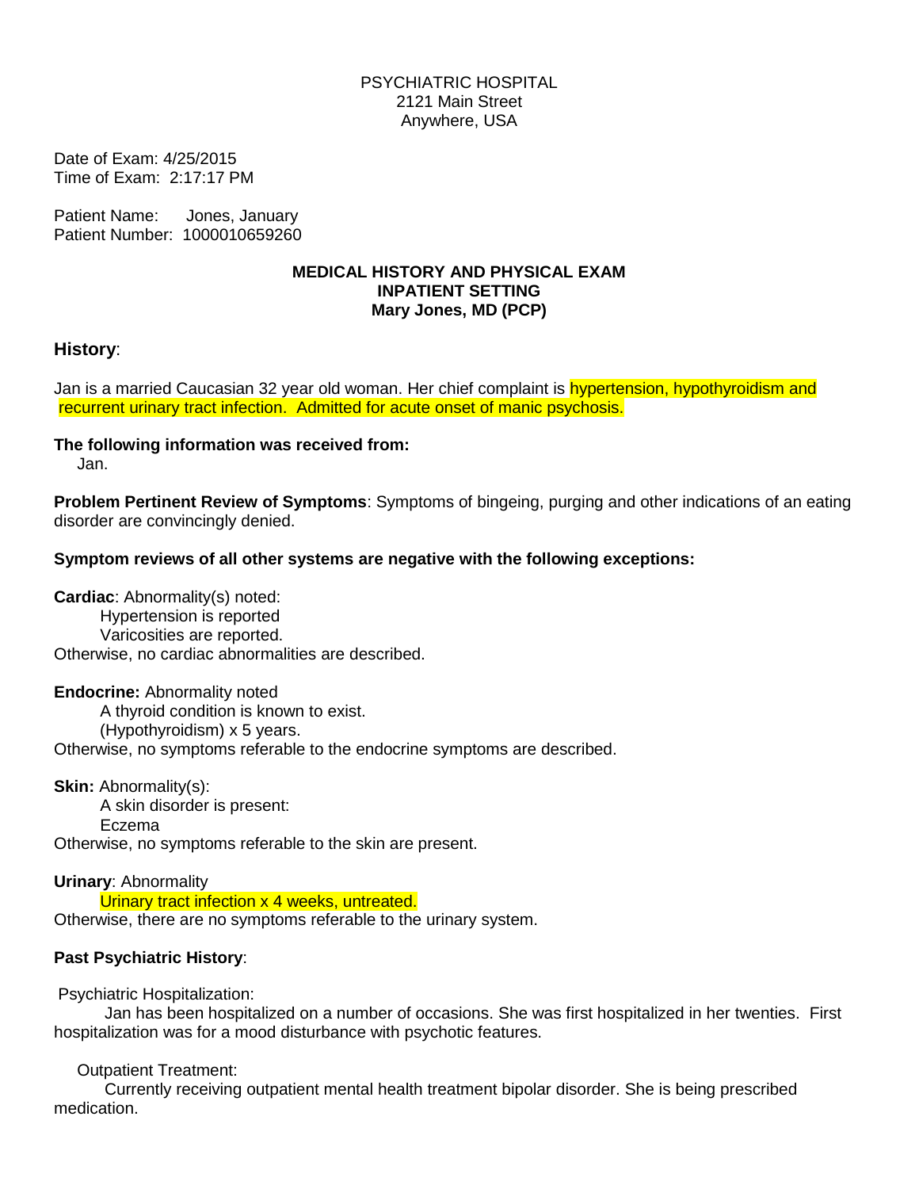PSYCHIATRIC HOSPITAL
2121 Main Street
Anywhere, USA

Date of Exam: 4/25/2015
Time of Exam: 2:17:17 PM

Patient Name: Jones, January
Patient Number: 1000010659260

**MEDICAL HISTORY AND PHYSICAL EXAM**
**INPATIENT SETTING**
**Mary Jones, MD (PCP)**

## History:

Jan is a married Caucasian 32 year old woman. Her chief complaint is hypertension, hypothyroidism and recurrent urinary tract infection. Admitted for acute onset of manic psychosis.

**The following information was received from:**
Jan.

**Problem Pertinent Review of Symptoms**: Symptoms of bingeing, purging and other indications of an eating disorder are convincingly denied.

**Symptom reviews of all other systems are negative with the following exceptions:**

**Cardiac**: Abnormality(s) noted:
Hypertension is reported
Varicosities are reported.
Otherwise, no cardiac abnormalities are described.

**Endocrine:** Abnormality noted
A thyroid condition is known to exist.
(Hypothyroidism) x 5 years.
Otherwise, no symptoms referable to the endocrine symptoms are described.

**Skin:** Abnormality(s):
A skin disorder is present:
Eczema
Otherwise, no symptoms referable to the skin are present.

**Urinary**: Abnormality
Urinary tract infection x 4 weeks, untreated.
Otherwise, there are no symptoms referable to the urinary system.

**Past Psychiatric History**:

Psychiatric Hospitalization:
Jan has been hospitalized on a number of occasions. She was first hospitalized in her twenties. First hospitalization was for a mood disturbance with psychotic features.

Outpatient Treatment:
Currently receiving outpatient mental health treatment bipolar disorder. She is being prescribed medication.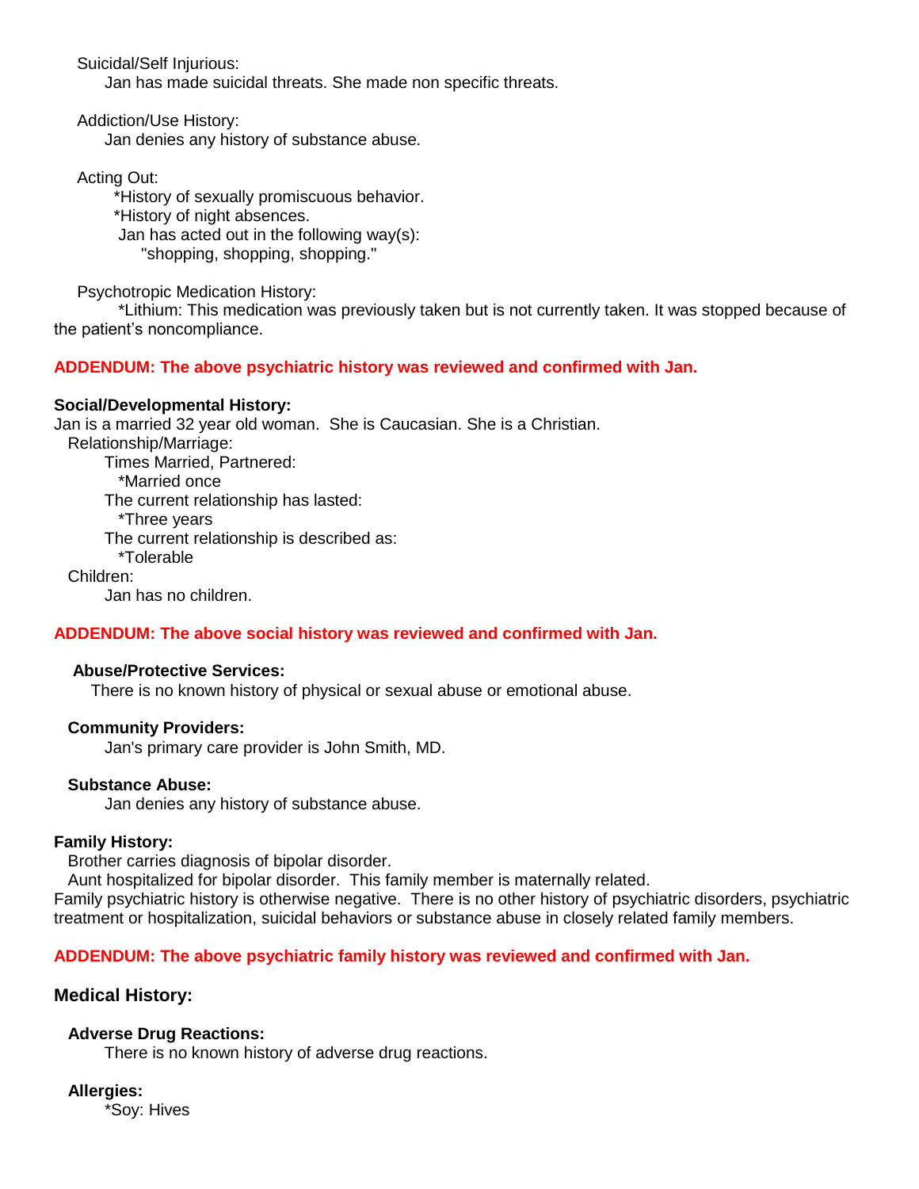Suicidal/Self Injurious:

Jan has made suicidal threats. She made non specific threats.

Addiction/Use History:

Jan denies any history of substance abuse.

Acting Out:

*History of sexually promiscuous behavior.
*History of night absences.
Jan has acted out in the following way(s):
"shopping, shopping, shopping."

Psychotropic Medication History:

*Lithium: This medication was previously taken but is not currently taken. It was stopped because of the patient’s noncompliance.

**ADDENDUM: The above psychiatric history was reviewed and confirmed with Jan.**

**Social/Developmental History:**

Jan is a married 32 year old woman. She is Caucasian. She is a Christian.

Relationship/Marriage:

Times Married, Partnered:
*Married once

The current relationship has lasted:
*Three years

The current relationship is described as:
*Tolerable

Children:

Jan has no children.

**ADDENDUM: The above social history was reviewed and confirmed with Jan.**

**Abuse/Protective Services:**

There is no known history of physical or sexual abuse or emotional abuse.

**Community Providers:**

Jan's primary care provider is John Smith, MD.

**Substance Abuse:**

Jan denies any history of substance abuse.

**Family History:**

Brother carries diagnosis of bipolar disorder.
Aunt hospitalized for bipolar disorder. This family member is maternally related.
Family psychiatric history is otherwise negative. There is no other history of psychiatric disorders, psychiatric treatment or hospitalization, suicidal behaviors or substance abuse in closely related family members.

**ADDENDUM: The above psychiatric family history was reviewed and confirmed with Jan.**

## Medical History:

**Adverse Drug Reactions:**

There is no known history of adverse drug reactions.

**Allergies:**

*Soy: Hives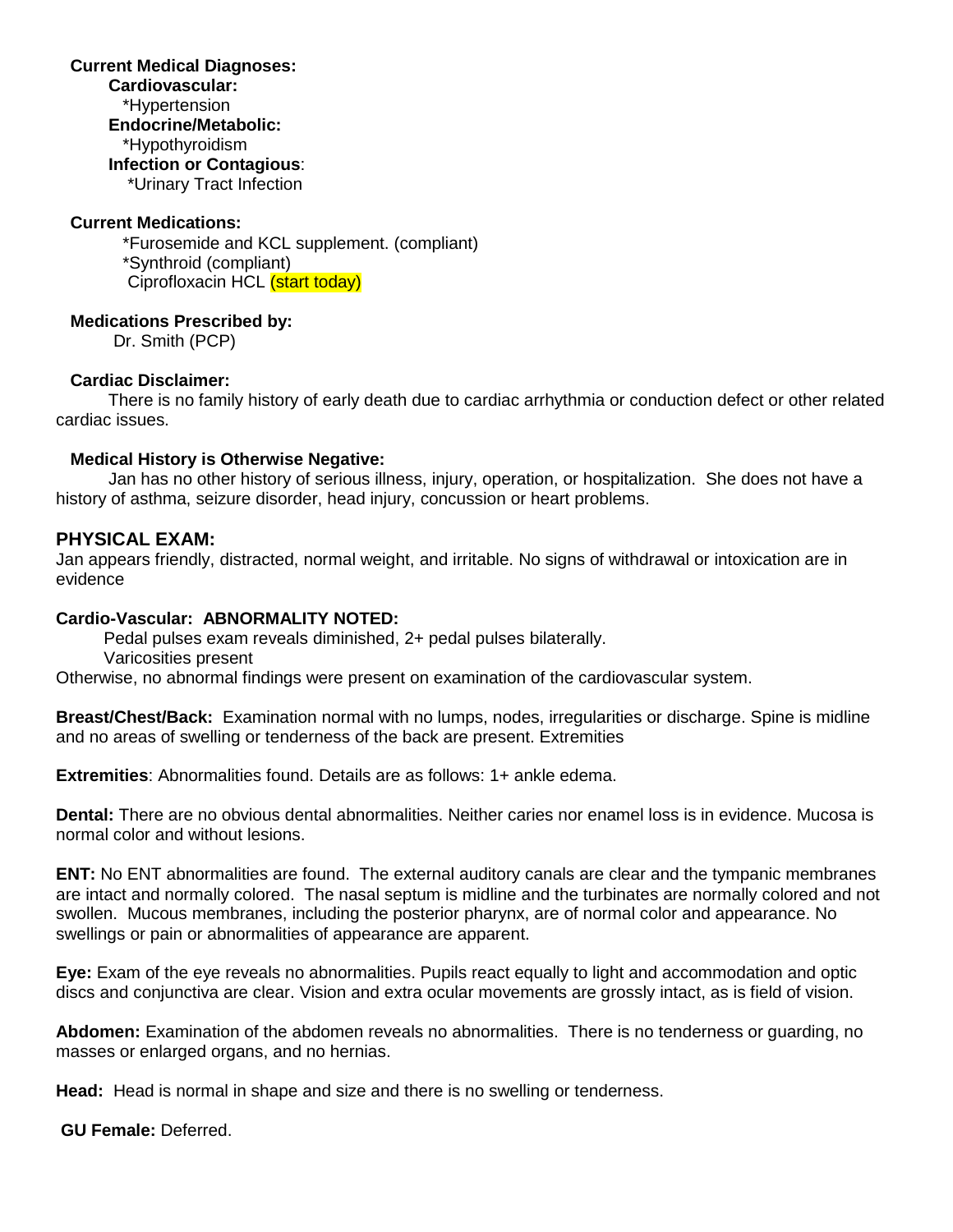**Current Medical Diagnoses:**

**Cardiovascular:**
*Hypertension

**Endocrine/Metabolic:**
*Hypothyroidism

**Infection or Contagious**:
*Urinary Tract Infection

**Current Medications:**

*Furosemide and KCL supplement. (compliant)
*Synthroid (compliant)
Ciprofloxacin HCL (start today)

**Medications Prescribed by:**

Dr. Smith (PCP)

**Cardiac Disclaimer:**

There is no family history of early death due to cardiac arrhythmia or conduction defect or other related cardiac issues.

**Medical History is Otherwise Negative:**

Jan has no other history of serious illness, injury, operation, or hospitalization. She does not have a history of asthma, seizure disorder, head injury, concussion or heart problems.

## PHYSICAL EXAM:

Jan appears friendly, distracted, normal weight, and irritable. No signs of withdrawal or intoxication are in evidence

**Cardio-Vascular: ABNORMALITY NOTED:**

Pedal pulses exam reveals diminished, 2+ pedal pulses bilaterally.
Varicosities present

Otherwise, no abnormal findings were present on examination of the cardiovascular system.

**Breast/Chest/Back:** Examination normal with no lumps, nodes, irregularities or discharge. Spine is midline and no areas of swelling or tenderness of the back are present. Extremities

**Extremities**: Abnormalities found. Details are as follows: 1+ ankle edema.

**Dental:** There are no obvious dental abnormalities. Neither caries nor enamel loss is in evidence. Mucosa is normal color and without lesions.

**ENT:** No ENT abnormalities are found. The external auditory canals are clear and the tympanic membranes are intact and normally colored. The nasal septum is midline and the turbinates are normally colored and not swollen. Mucous membranes, including the posterior pharynx, are of normal color and appearance. No swellings or pain or abnormalities of appearance are apparent.

**Eye:** Exam of the eye reveals no abnormalities. Pupils react equally to light and accommodation and optic discs and conjunctiva are clear. Vision and extra ocular movements are grossly intact, as is field of vision.

**Abdomen:** Examination of the abdomen reveals no abnormalities. There is no tenderness or guarding, no masses or enlarged organs, and no hernias.

**Head:** Head is normal in shape and size and there is no swelling or tenderness.

**GU Female:** Deferred.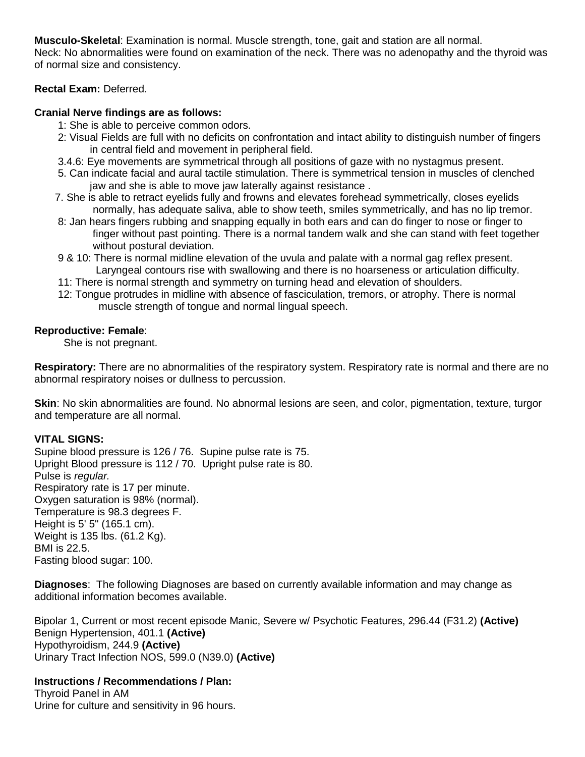**Musculo-Skeletal**: Examination is normal. Muscle strength, tone, gait and station are all normal.
Neck: No abnormalities were found on examination of the neck. There was no adenopathy and the thyroid was of normal size and consistency.

**Rectal Exam:** Deferred.

**Cranial Nerve findings are as follows:**

1: She is able to perceive common odors.
2: Visual Fields are full with no deficits on confrontation and intact ability to distinguish number of fingers in central field and movement in peripheral field.
3.4.6: Eye movements are symmetrical through all positions of gaze with no nystagmus present.
5. Can indicate facial and aural tactile stimulation. There is symmetrical tension in muscles of clenched jaw and she is able to move jaw laterally against resistance .
7. She is able to retract eyelids fully and frowns and elevates forehead symmetrically, closes eyelids normally, has adequate saliva, able to show teeth, smiles symmetrically, and has no lip tremor.
8: Jan hears fingers rubbing and snapping equally in both ears and can do finger to nose or finger to finger without past pointing. There is a normal tandem walk and she can stand with feet together without postural deviation.
9 & 10: There is normal midline elevation of the uvula and palate with a normal gag reflex present. Laryngeal contours rise with swallowing and there is no hoarseness or articulation difficulty.
11: There is normal strength and symmetry on turning head and elevation of shoulders.
12: Tongue protrudes in midline with absence of fasciculation, tremors, or atrophy. There is normal muscle strength of tongue and normal lingual speech.

**Reproductive: Female**:
She is not pregnant.

**Respiratory:** There are no abnormalities of the respiratory system. Respiratory rate is normal and there are no abnormal respiratory noises or dullness to percussion.

**Skin**: No skin abnormalities are found. No abnormal lesions are seen, and color, pigmentation, texture, turgor and temperature are all normal.

**VITAL SIGNS:**
Supine blood pressure is 126 / 76. Supine pulse rate is 75.
Upright Blood pressure is 112 / 70. Upright pulse rate is 80.
Pulse is *regular.*
Respiratory rate is 17 per minute.
Oxygen saturation is 98% (normal).
Temperature is 98.3 degrees F.
Height is 5' 5" (165.1 cm).
Weight is 135 lbs. (61.2 Kg).
BMI is 22.5.
Fasting blood sugar: 100.

**Diagnoses**: The following Diagnoses are based on currently available information and may change as additional information becomes available.

Bipolar 1, Current or most recent episode Manic, Severe w/ Psychotic Features, 296.44 (F31.2) **(Active)**
Benign Hypertension, 401.1 **(Active)**
Hypothyroidism, 244.9 **(Active)**
Urinary Tract Infection NOS, 599.0 (N39.0) **(Active)**

**Instructions / Recommendations / Plan:**
Thyroid Panel in AM
Urine for culture and sensitivity in 96 hours.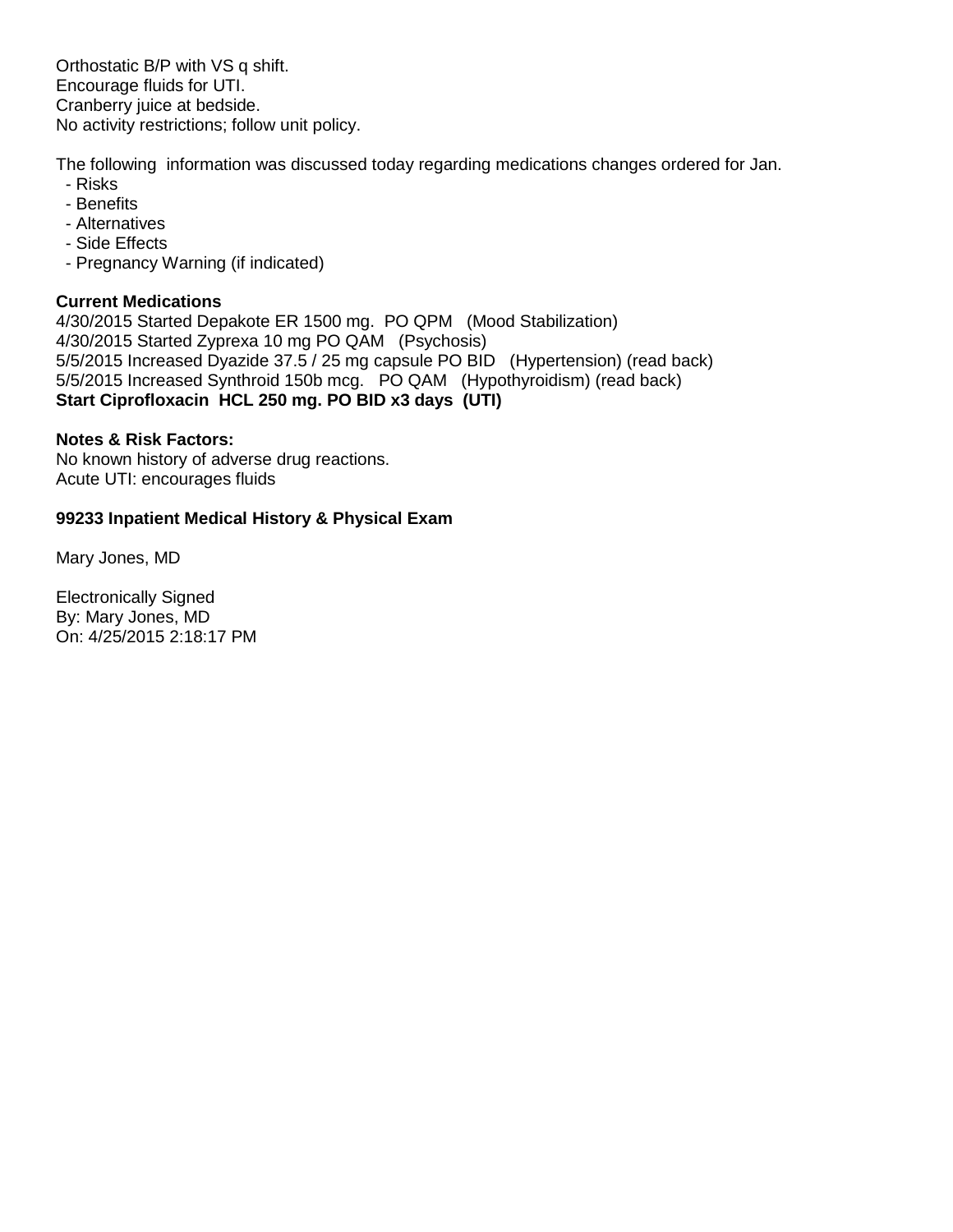Orthostatic B/P with VS q shift.
Encourage fluids for UTI.
Cranberry juice at bedside.
No activity restrictions; follow unit policy.

The following information was discussed today regarding medications changes ordered for Jan.

- Risks
- Benefits
- Alternatives
- Side Effects
- Pregnancy Warning (if indicated)

**Current Medications**
4/30/2015 Started Depakote ER 1500 mg. PO QPM (Mood Stabilization)
4/30/2015 Started Zyprexa 10 mg PO QAM (Psychosis)
5/5/2015 Increased Dyazide 37.5 / 25 mg capsule PO BID (Hypertension) (read back)
5/5/2015 Increased Synthroid 150b mcg. PO QAM (Hypothyroidism) (read back)
**Start Ciprofloxacin HCL 250 mg. PO BID x3 days (UTI)**

**Notes & Risk Factors:**
No known history of adverse drug reactions.
Acute UTI: encourages fluids

**99233 Inpatient Medical History & Physical Exam**

Mary Jones, MD

Electronically Signed
By: Mary Jones, MD
On: 4/25/2015 2:18:17 PM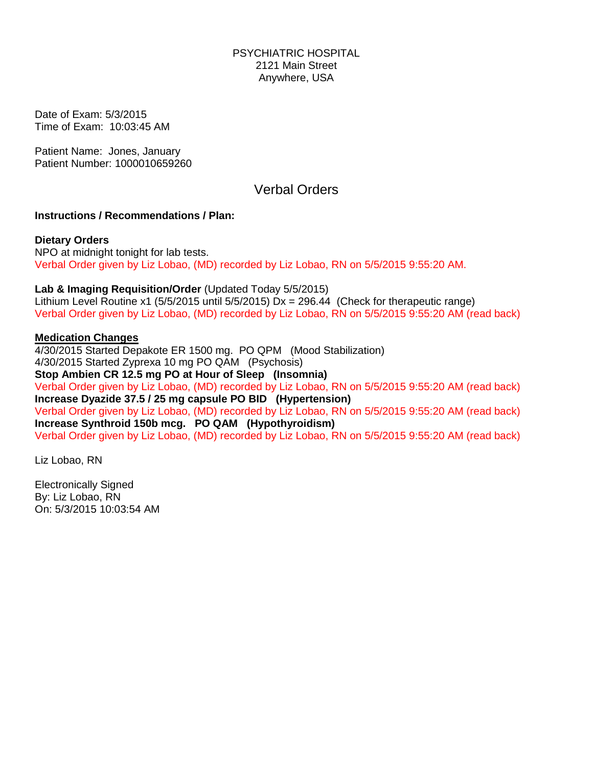PSYCHIATRIC HOSPITAL
2121 Main Street
Anywhere, USA

Date of Exam: 5/3/2015
Time of Exam: 10:03:45 AM

Patient Name: Jones, January
Patient Number: 1000010659260

## Verbal Orders

**Instructions / Recommendations / Plan:**

**Dietary Orders**
NPO at midnight tonight for lab tests.
Verbal Order given by Liz Lobao, (MD) recorded by Liz Lobao, RN on 5/5/2015 9:55:20 AM.

**Lab & Imaging Requisition/Order** (Updated Today 5/5/2015)
Lithium Level Routine x1 (5/5/2015 until 5/5/2015) Dx = 296.44 (Check for therapeutic range)
Verbal Order given by Liz Lobao, (MD) recorded by Liz Lobao, RN on 5/5/2015 9:55:20 AM (read back)

**Medication Changes**
4/30/2015 Started Depakote ER 1500 mg. PO QPM (Mood Stabilization)
4/30/2015 Started Zyprexa 10 mg PO QAM (Psychosis)
**Stop Ambien CR 12.5 mg PO at Hour of Sleep (Insomnia)**
Verbal Order given by Liz Lobao, (MD) recorded by Liz Lobao, RN on 5/5/2015 9:55:20 AM (read back)
**Increase Dyazide 37.5 / 25 mg capsule PO BID (Hypertension)**
Verbal Order given by Liz Lobao, (MD) recorded by Liz Lobao, RN on 5/5/2015 9:55:20 AM (read back)
**Increase Synthroid 150b mcg. PO QAM (Hypothyroidism)**
Verbal Order given by Liz Lobao, (MD) recorded by Liz Lobao, RN on 5/5/2015 9:55:20 AM (read back)

Liz Lobao, RN

Electronically Signed
By: Liz Lobao, RN
On: 5/3/2015 10:03:54 AM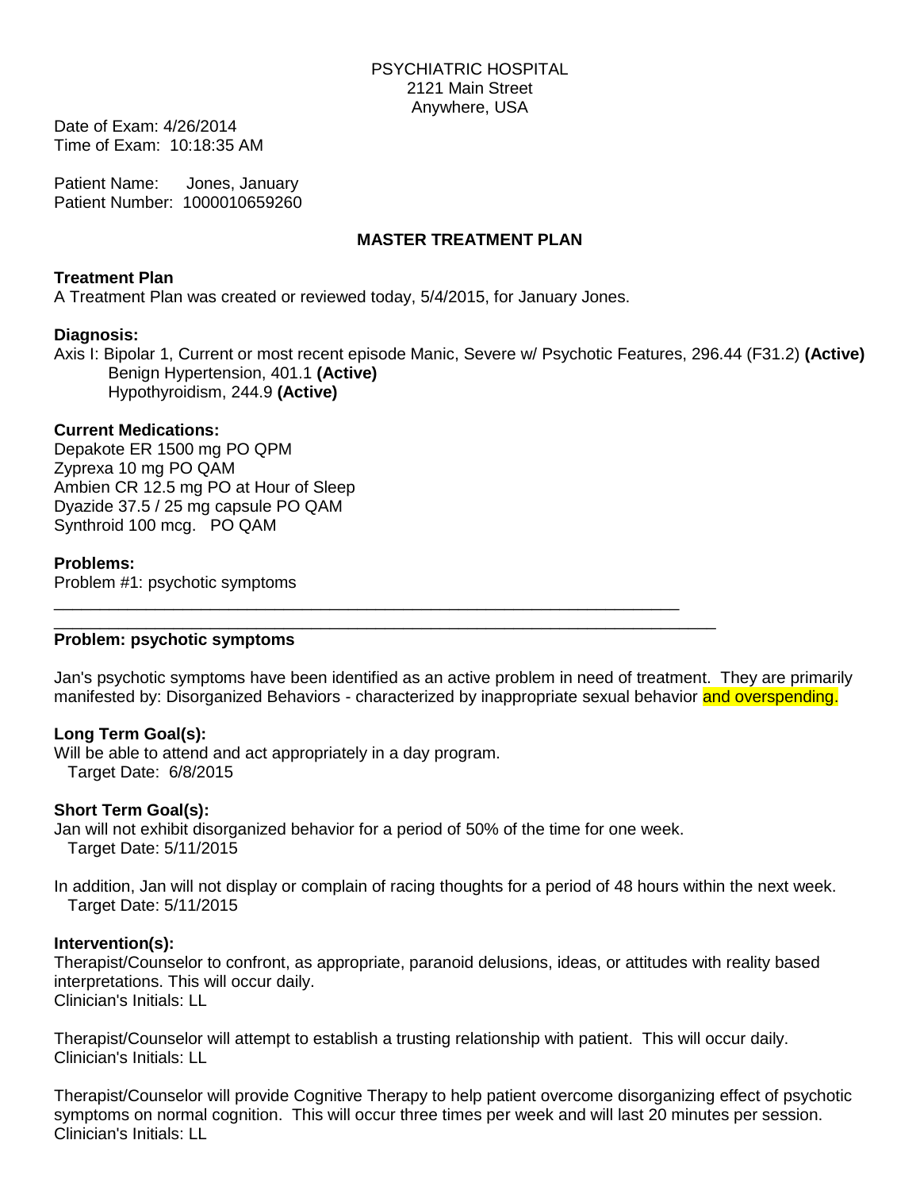PSYCHIATRIC HOSPITAL
2121 Main Street
Anywhere, USA

Date of Exam: 4/26/2014
Time of Exam: 10:18:35 AM

Patient Name: Jones, January
Patient Number: 1000010659260

## MASTER TREATMENT PLAN

**Treatment Plan**

A Treatment Plan was created or reviewed today, 5/4/2015, for January Jones.

**Diagnosis:**

Axis I: Bipolar 1, Current or most recent episode Manic, Severe w/ Psychotic Features, 296.44 (F31.2) **(Active)**
Benign Hypertension, 401.1 **(Active)**
Hypothyroidism, 244.9 **(Active)**

**Current Medications:**

Depakote ER 1500 mg PO QPM
Zyprexa 10 mg PO QAM
Ambien CR 12.5 mg PO at Hour of Sleep
Dyazide 37.5 / 25 mg capsule PO QAM
Synthroid 100 mcg. PO QAM

**Problems:**

Problem #1: psychotic symptoms

---

**Problem: psychotic symptoms**

Jan's psychotic symptoms have been identified as an active problem in need of treatment. They are primarily manifested by: Disorganized Behaviors - characterized by inappropriate sexual behavior and overspending.

**Long Term Goal(s):**

Will be able to attend and act appropriately in a day program.
Target Date: 6/8/2015

**Short Term Goal(s):**

Jan will not exhibit disorganized behavior for a period of 50% of the time for one week.
Target Date: 5/11/2015

In addition, Jan will not display or complain of racing thoughts for a period of 48 hours within the next week.
Target Date: 5/11/2015

**Intervention(s):**

Therapist/Counselor to confront, as appropriate, paranoid delusions, ideas, or attitudes with reality based interpretations. This will occur daily.
Clinician's Initials: LL

Therapist/Counselor will attempt to establish a trusting relationship with patient. This will occur daily.
Clinician's Initials: LL

Therapist/Counselor will provide Cognitive Therapy to help patient overcome disorganizing effect of psychotic symptoms on normal cognition. This will occur three times per week and will last 20 minutes per session.
Clinician's Initials: LL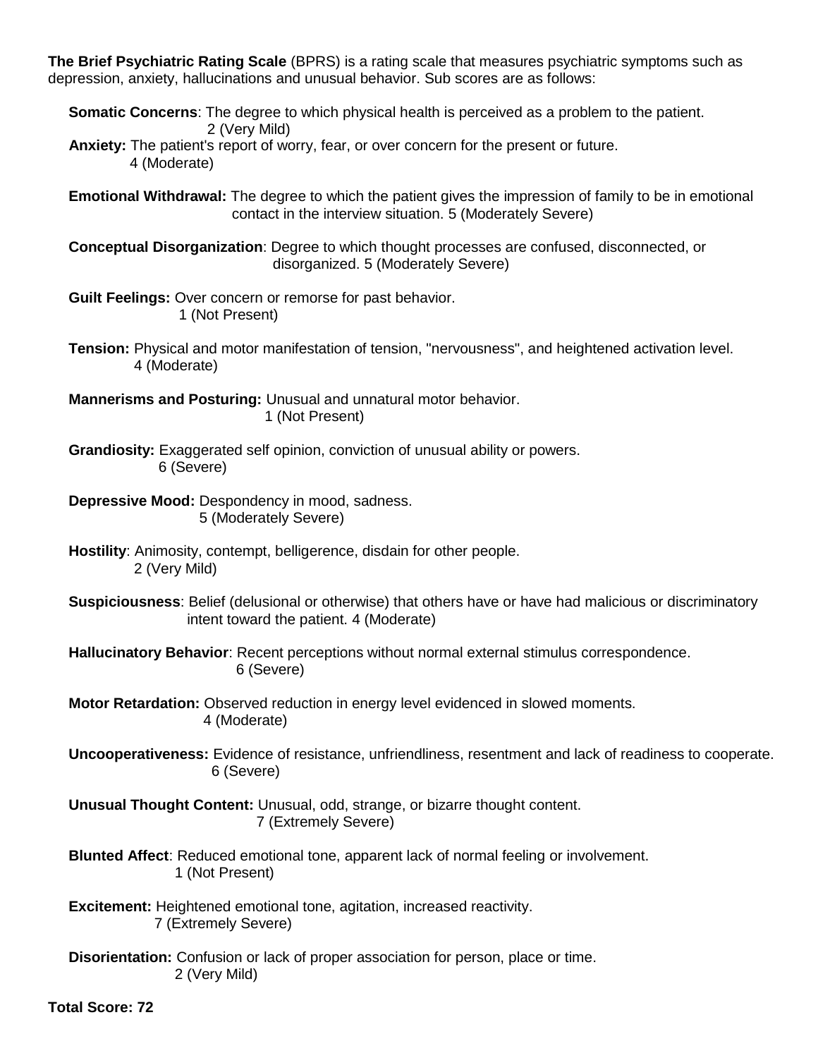**The Brief Psychiatric Rating Scale** (BPRS) is a rating scale that measures psychiatric symptoms such as depression, anxiety, hallucinations and unusual behavior. Sub scores are as follows:

**Somatic Concerns**: The degree to which physical health is perceived as a problem to the patient. 2 (Very Mild)

**Anxiety:** The patient's report of worry, fear, or over concern for the present or future. 4 (Moderate)

**Emotional Withdrawal:** The degree to which the patient gives the impression of family to be in emotional contact in the interview situation. 5 (Moderately Severe)

**Conceptual Disorganization**: Degree to which thought processes are confused, disconnected, or disorganized. 5 (Moderately Severe)

**Guilt Feelings:** Over concern or remorse for past behavior. 1 (Not Present)

**Tension:** Physical and motor manifestation of tension, "nervousness", and heightened activation level. 4 (Moderate)

**Mannerisms and Posturing:** Unusual and unnatural motor behavior. 1 (Not Present)

**Grandiosity:** Exaggerated self opinion, conviction of unusual ability or powers. 6 (Severe)

**Depressive Mood:** Despondency in mood, sadness. 5 (Moderately Severe)

**Hostility**: Animosity, contempt, belligerence, disdain for other people. 2 (Very Mild)

**Suspiciousness**: Belief (delusional or otherwise) that others have or have had malicious or discriminatory intent toward the patient. 4 (Moderate)

**Hallucinatory Behavior**: Recent perceptions without normal external stimulus correspondence. 6 (Severe)

**Motor Retardation:** Observed reduction in energy level evidenced in slowed moments. 4 (Moderate)

**Uncooperativeness:** Evidence of resistance, unfriendliness, resentment and lack of readiness to cooperate. 6 (Severe)

**Unusual Thought Content:** Unusual, odd, strange, or bizarre thought content. 7 (Extremely Severe)

**Blunted Affect**: Reduced emotional tone, apparent lack of normal feeling or involvement. 1 (Not Present)

**Excitement:** Heightened emotional tone, agitation, increased reactivity. 7 (Extremely Severe)

**Disorientation:** Confusion or lack of proper association for person, place or time. 2 (Very Mild)

**Total Score: 72**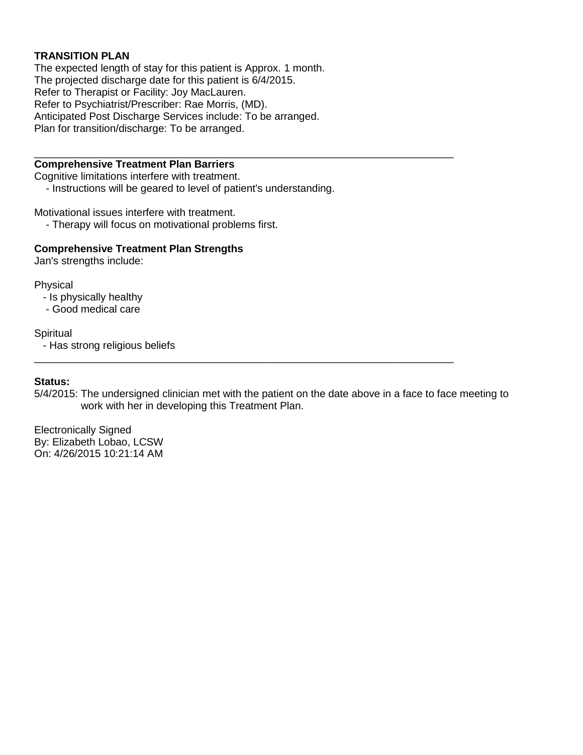**TRANSITION PLAN**

The expected length of stay for this patient is Approx. 1 month.
The projected discharge date for this patient is 6/4/2015.
Refer to Therapist or Facility: Joy MacLauren.
Refer to Psychiatrist/Prescriber: Rae Morris, (MD).
Anticipated Post Discharge Services include: To be arranged.
Plan for transition/discharge: To be arranged.

---

**Comprehensive Treatment Plan Barriers**

Cognitive limitations interfere with treatment.
- Instructions will be geared to level of patient's understanding.

Motivational issues interfere with treatment.
- Therapy will focus on motivational problems first.

**Comprehensive Treatment Plan Strengths**

Jan's strengths include:

Physical
- Is physically healthy
- Good medical care

Spiritual
- Has strong religious beliefs

---

**Status:**

5/4/2015: The undersigned clinician met with the patient on the date above in a face to face meeting to work with her in developing this Treatment Plan.

Electronically Signed
By: Elizabeth Lobao, LCSW
On: 4/26/2015 10:21:14 AM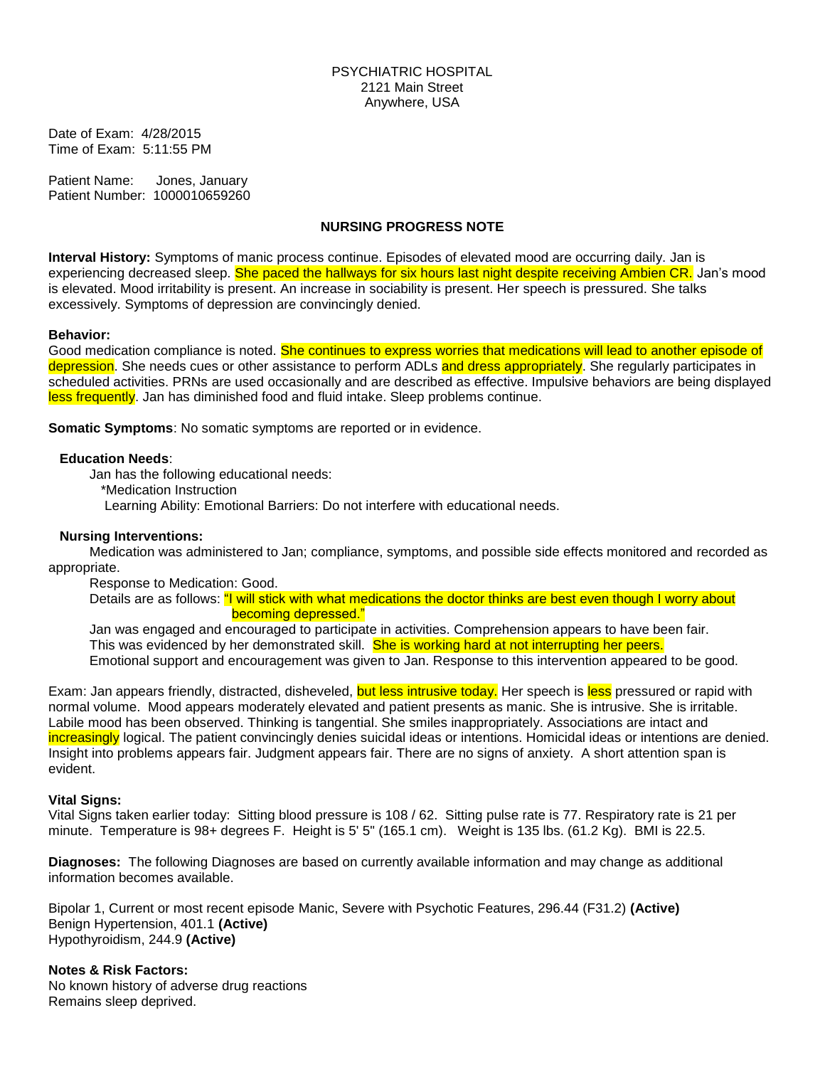PSYCHIATRIC HOSPITAL
2121 Main Street
Anywhere, USA

Date of Exam: 4/28/2015
Time of Exam: 5:11:55 PM

Patient Name: Jones, January
Patient Number: 1000010659260

## NURSING PROGRESS NOTE

**Interval History:** Symptoms of manic process continue. Episodes of elevated mood are occurring daily. Jan is experiencing decreased sleep. She paced the hallways for six hours last night despite receiving Ambien CR. Jan's mood is elevated. Mood irritability is present. An increase in sociability is present. Her speech is pressured. She talks excessively. Symptoms of depression are convincingly denied.

**Behavior:**
Good medication compliance is noted. She continues to express worries that medications will lead to another episode of depression. She needs cues or other assistance to perform ADLs and dress appropriately. She regularly participates in scheduled activities. PRNs are used occasionally and are described as effective. Impulsive behaviors are being displayed less frequently. Jan has diminished food and fluid intake. Sleep problems continue.

**Somatic Symptoms**: No somatic symptoms are reported or in evidence.

**Education Needs**:
Jan has the following educational needs:
*Medication Instruction
Learning Ability: Emotional Barriers: Do not interfere with educational needs.

**Nursing Interventions:**
Medication was administered to Jan; compliance, symptoms, and possible side effects monitored and recorded as appropriate.
Response to Medication: Good.
Details are as follows: "I will stick with what medications the doctor thinks are best even though I worry about becoming depressed."
Jan was engaged and encouraged to participate in activities. Comprehension appears to have been fair. This was evidenced by her demonstrated skill. She is working hard at not interrupting her peers.
Emotional support and encouragement was given to Jan. Response to this intervention appeared to be good.

Exam: Jan appears friendly, distracted, disheveled, but less intrusive today. Her speech is less pressured or rapid with normal volume. Mood appears moderately elevated and patient presents as manic. She is intrusive. She is irritable. Labile mood has been observed. Thinking is tangential. She smiles inappropriately. Associations are intact and increasingly logical. The patient convincingly denies suicidal ideas or intentions. Homicidal ideas or intentions are denied. Insight into problems appears fair. Judgment appears fair. There are no signs of anxiety. A short attention span is evident.

**Vital Signs:**
Vital Signs taken earlier today: Sitting blood pressure is 108 / 62. Sitting pulse rate is 77. Respiratory rate is 21 per minute. Temperature is 98+ degrees F. Height is 5' 5" (165.1 cm). Weight is 135 lbs. (61.2 Kg). BMI is 22.5.

**Diagnoses:** The following Diagnoses are based on currently available information and may change as additional information becomes available.

Bipolar 1, Current or most recent episode Manic, Severe with Psychotic Features, 296.44 (F31.2) **(Active)**
Benign Hypertension, 401.1 **(Active)**
Hypothyroidism, 244.9 **(Active)**

**Notes & Risk Factors:**
No known history of adverse drug reactions
Remains sleep deprived.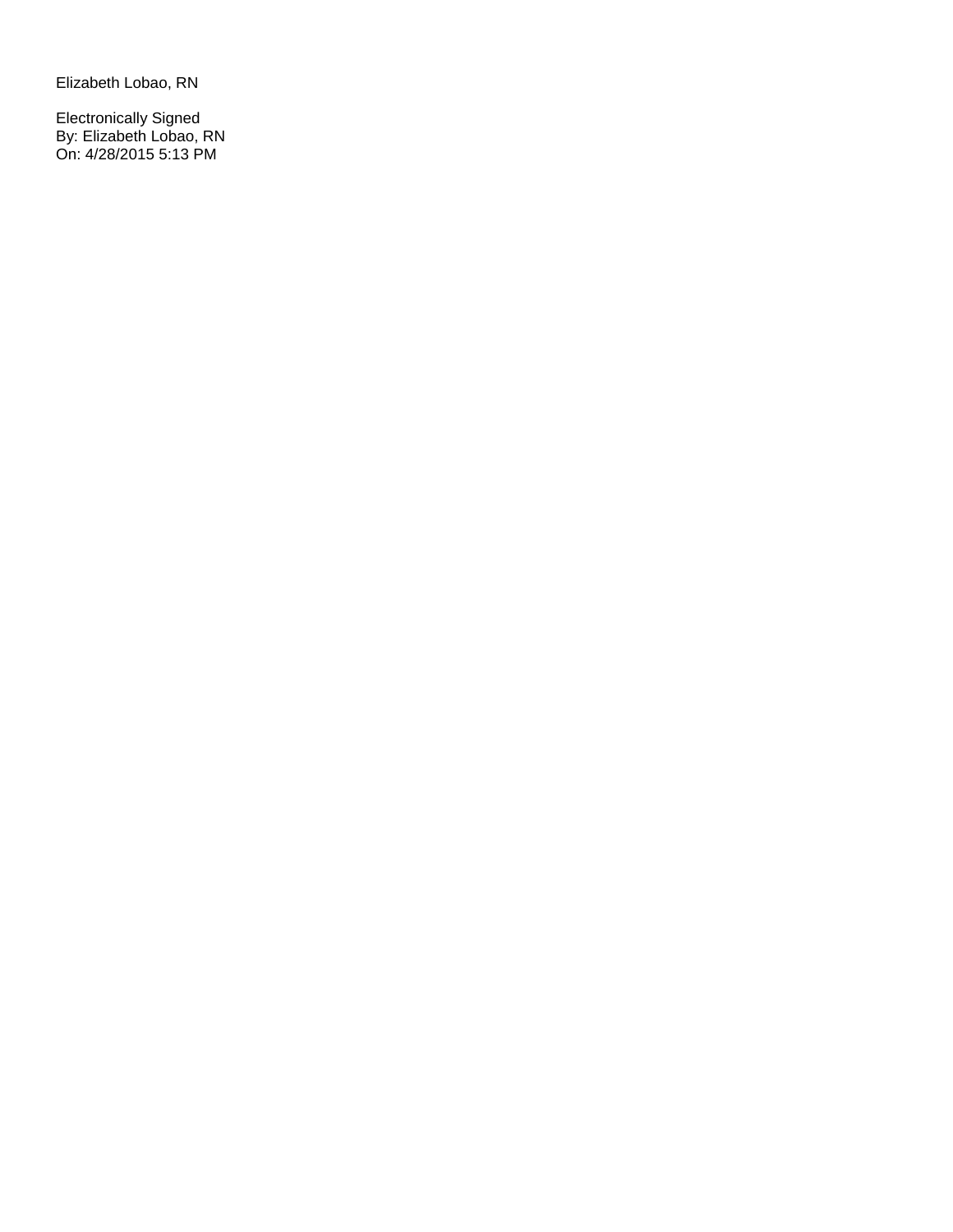Elizabeth Lobao, RN

Electronically Signed
By: Elizabeth Lobao, RN
On: 4/28/2015 5:13 PM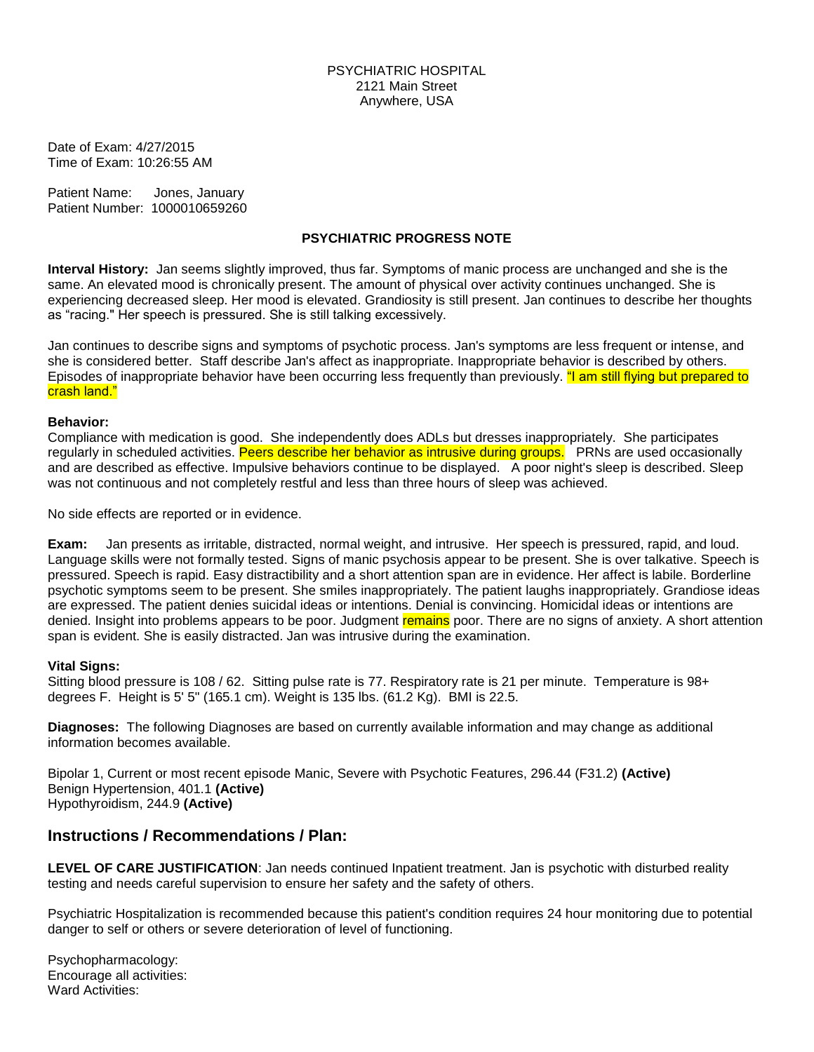PSYCHIATRIC HOSPITAL
2121 Main Street
Anywhere, USA

Date of Exam: 4/27/2015
Time of Exam: 10:26:55 AM

Patient Name: Jones, January
Patient Number: 1000010659260

**PSYCHIATRIC PROGRESS NOTE**

**Interval History:** Jan seems slightly improved, thus far. Symptoms of manic process are unchanged and she is the same. An elevated mood is chronically present. The amount of physical over activity continues unchanged. She is experiencing decreased sleep. Her mood is elevated. Grandiosity is still present. Jan continues to describe her thoughts as "racing." Her speech is pressured. She is still talking excessively.

Jan continues to describe signs and symptoms of psychotic process. Jan's symptoms are less frequent or intense, and she is considered better. Staff describe Jan's affect as inappropriate. Inappropriate behavior is described by others. Episodes of inappropriate behavior have been occurring less frequently than previously. "I am still flying but prepared to crash land."

**Behavior:**
Compliance with medication is good. She independently does ADLs but dresses inappropriately. She participates regularly in scheduled activities. Peers describe her behavior as intrusive during groups. PRNs are used occasionally and are described as effective. Impulsive behaviors continue to be displayed. A poor night's sleep is described. Sleep was not continuous and not completely restful and less than three hours of sleep was achieved.

No side effects are reported or in evidence.

**Exam:** Jan presents as irritable, distracted, normal weight, and intrusive. Her speech is pressured, rapid, and loud. Language skills were not formally tested. Signs of manic psychosis appear to be present. She is over talkative. Speech is pressured. Speech is rapid. Easy distractibility and a short attention span are in evidence. Her affect is labile. Borderline psychotic symptoms seem to be present. She smiles inappropriately. The patient laughs inappropriately. Grandiose ideas are expressed. The patient denies suicidal ideas or intentions. Denial is convincing. Homicidal ideas or intentions are denied. Insight into problems appears to be poor. Judgment remains poor. There are no signs of anxiety. A short attention span is evident. She is easily distracted. Jan was intrusive during the examination.

**Vital Signs:**
Sitting blood pressure is 108 / 62. Sitting pulse rate is 77. Respiratory rate is 21 per minute. Temperature is 98+ degrees F. Height is 5' 5" (165.1 cm). Weight is 135 lbs. (61.2 Kg). BMI is 22.5.

**Diagnoses:** The following Diagnoses are based on currently available information and may change as additional information becomes available.

Bipolar 1, Current or most recent episode Manic, Severe with Psychotic Features, 296.44 (F31.2) **(Active)**
Benign Hypertension, 401.1 **(Active)**
Hypothyroidism, 244.9 **(Active)**

## Instructions / Recommendations / Plan:

**LEVEL OF CARE JUSTIFICATION**: Jan needs continued Inpatient treatment. Jan is psychotic with disturbed reality testing and needs careful supervision to ensure her safety and the safety of others.

Psychiatric Hospitalization is recommended because this patient's condition requires 24 hour monitoring due to potential danger to self or others or severe deterioration of level of functioning.

Psychopharmacology:
Encourage all activities:
Ward Activities: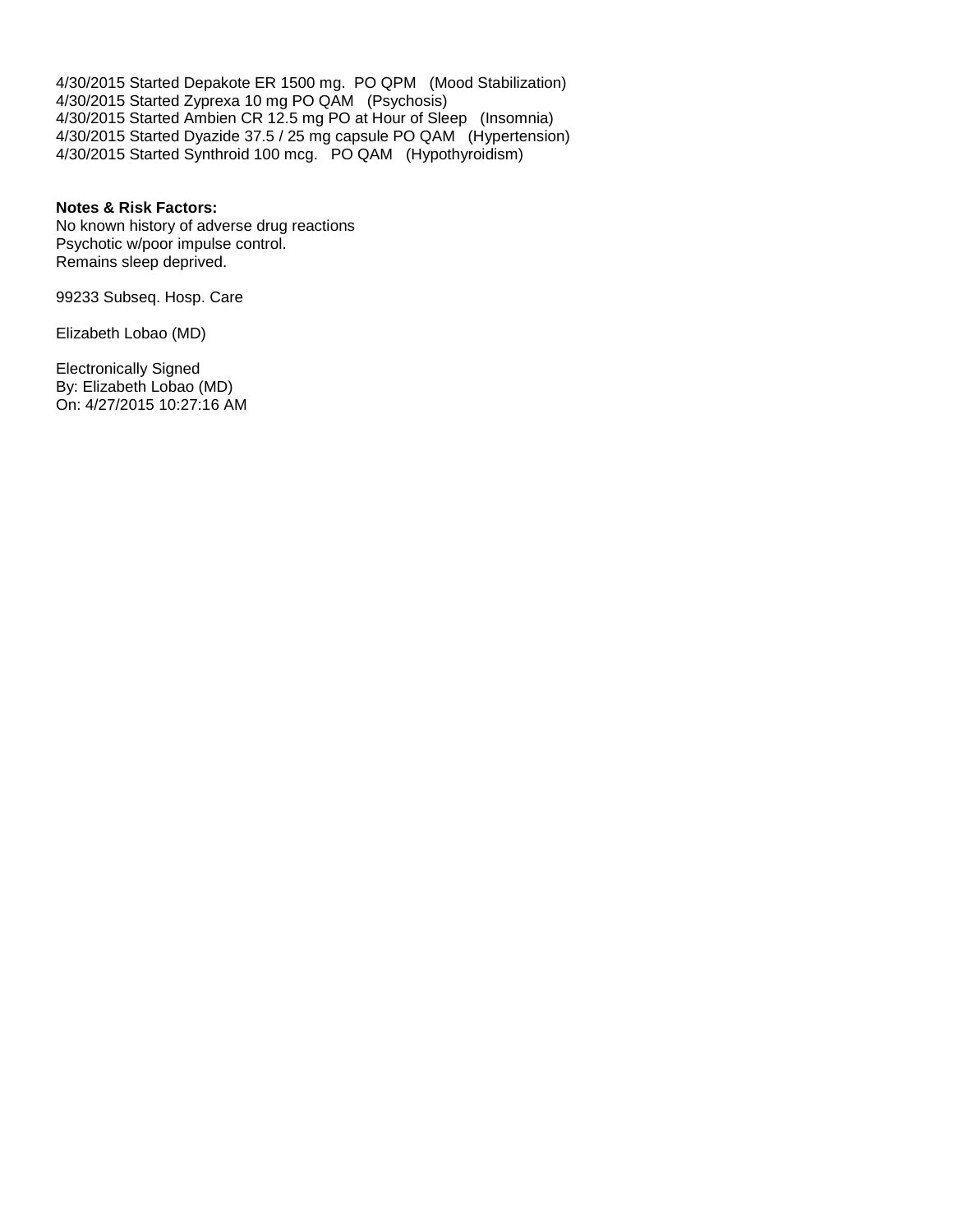4/30/2015 Started Depakote ER 1500 mg.  PO QPM   (Mood Stabilization)
4/30/2015 Started Zyprexa 10 mg PO QAM   (Psychosis)
4/30/2015 Started Ambien CR 12.5 mg PO at Hour of Sleep   (Insomnia)
4/30/2015 Started Dyazide 37.5 / 25 mg capsule PO QAM   (Hypertension)
4/30/2015 Started Synthroid 100 mcg.   PO QAM   (Hypothyroidism)

**Notes & Risk Factors:**
No known history of adverse drug reactions
Psychotic w/poor impulse control.
Remains sleep deprived.

99233 Subseq. Hosp. Care

Elizabeth Lobao (MD)

Electronically Signed
By: Elizabeth Lobao (MD)
On: 4/27/2015 10:27:16 AM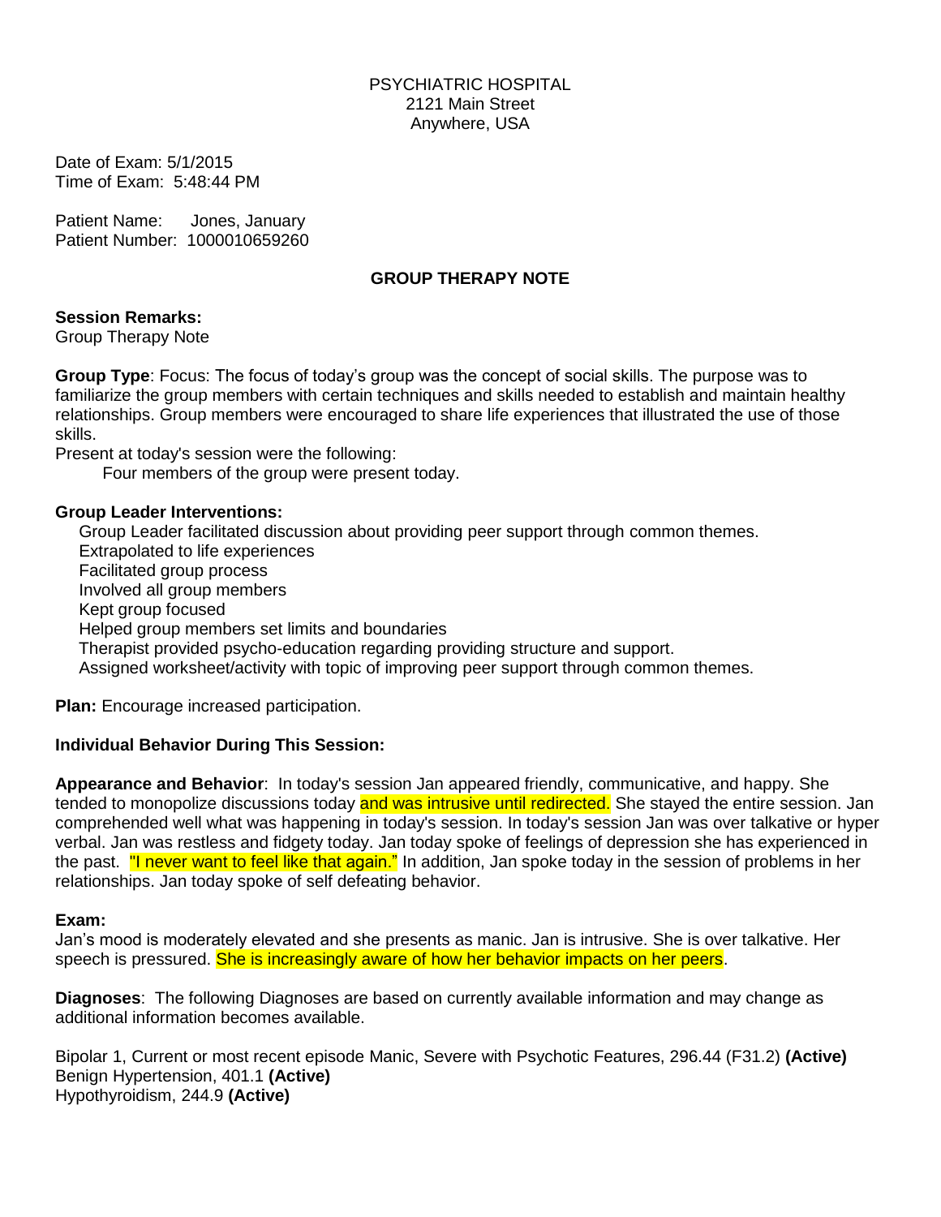PSYCHIATRIC HOSPITAL
2121 Main Street
Anywhere, USA

Date of Exam: 5/1/2015
Time of Exam: 5:48:44 PM

Patient Name: Jones, January
Patient Number: 1000010659260

## GROUP THERAPY NOTE

**Session Remarks:**
Group Therapy Note

**Group Type**: Focus: The focus of today's group was the concept of social skills. The purpose was to familiarize the group members with certain techniques and skills needed to establish and maintain healthy relationships. Group members were encouraged to share life experiences that illustrated the use of those skills.
Present at today's session were the following:
Four members of the group were present today.

**Group Leader Interventions:**
Group Leader facilitated discussion about providing peer support through common themes.
Extrapolated to life experiences
Facilitated group process
Involved all group members
Kept group focused
Helped group members set limits and boundaries
Therapist provided psycho-education regarding providing structure and support.
Assigned worksheet/activity with topic of improving peer support through common themes.

**Plan:** Encourage increased participation.

**Individual Behavior During This Session:**

**Appearance and Behavior**: In today's session Jan appeared friendly, communicative, and happy. She tended to monopolize discussions today and was intrusive until redirected. She stayed the entire session. Jan comprehended well what was happening in today's session. In today's session Jan was over talkative or hyper verbal. Jan was restless and fidgety today. Jan today spoke of feelings of depression she has experienced in the past. "I never want to feel like that again." In addition, Jan spoke today in the session of problems in her relationships. Jan today spoke of self defeating behavior.

**Exam:**
Jan's mood is moderately elevated and she presents as manic. Jan is intrusive. She is over talkative. Her speech is pressured. She is increasingly aware of how her behavior impacts on her peers.

**Diagnoses**: The following Diagnoses are based on currently available information and may change as additional information becomes available.

Bipolar 1, Current or most recent episode Manic, Severe with Psychotic Features, 296.44 (F31.2) **(Active)**
Benign Hypertension, 401.1 **(Active)**
Hypothyroidism, 244.9 **(Active)**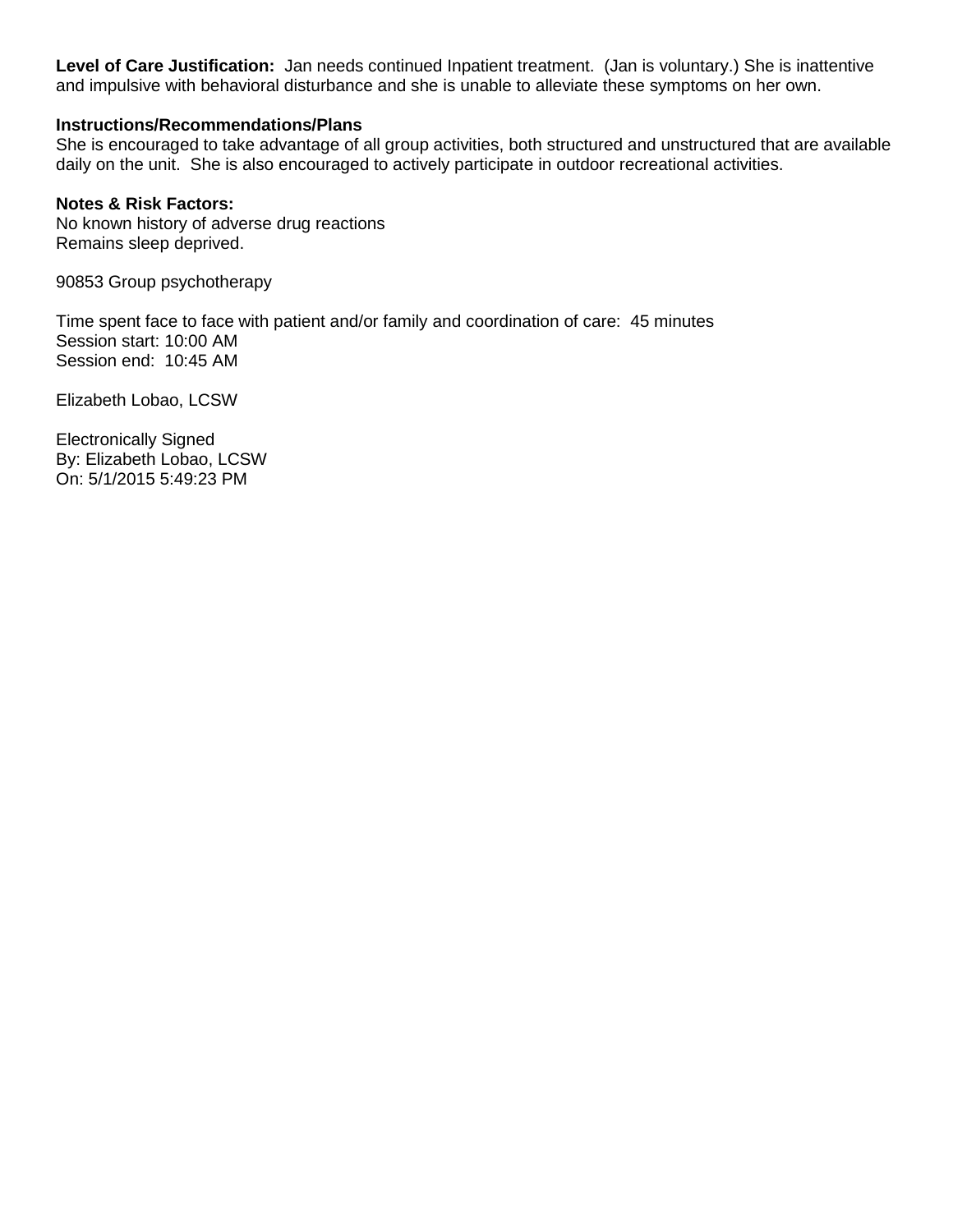**Level of Care Justification:** Jan needs continued Inpatient treatment. (Jan is voluntary.) She is inattentive and impulsive with behavioral disturbance and she is unable to alleviate these symptoms on her own.

**Instructions/Recommendations/Plans**
She is encouraged to take advantage of all group activities, both structured and unstructured that are available daily on the unit. She is also encouraged to actively participate in outdoor recreational activities.

**Notes & Risk Factors:**
No known history of adverse drug reactions
Remains sleep deprived.

90853 Group psychotherapy

Time spent face to face with patient and/or family and coordination of care: 45 minutes
Session start: 10:00 AM
Session end: 10:45 AM

Elizabeth Lobao, LCSW

Electronically Signed
By: Elizabeth Lobao, LCSW
On: 5/1/2015 5:49:23 PM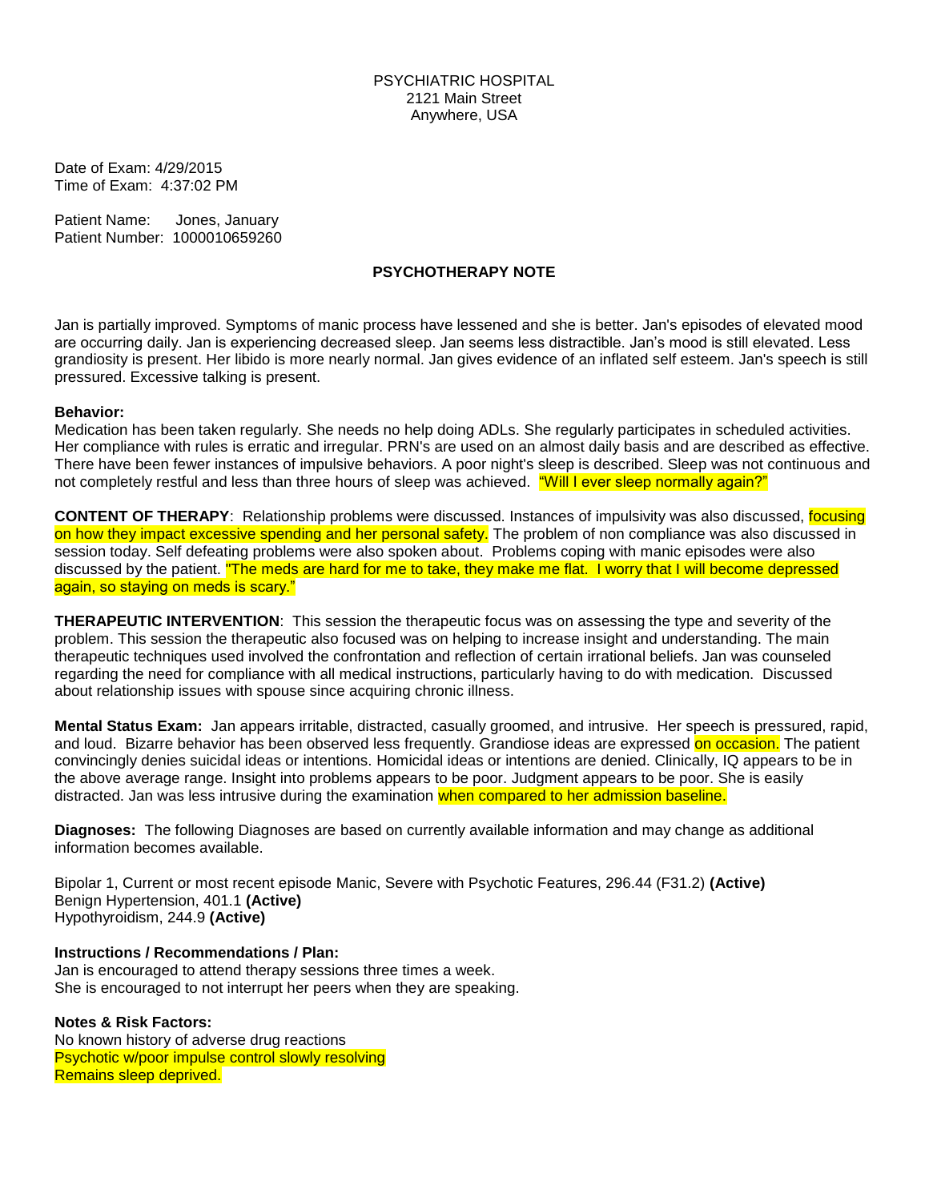PSYCHIATRIC HOSPITAL
2121 Main Street
Anywhere, USA

Date of Exam: 4/29/2015
Time of Exam: 4:37:02 PM

Patient Name: Jones, January
Patient Number: 1000010659260

## PSYCHOTHERAPY NOTE

Jan is partially improved. Symptoms of manic process have lessened and she is better. Jan's episodes of elevated mood are occurring daily. Jan is experiencing decreased sleep. Jan seems less distractible. Jan's mood is still elevated. Less grandiosity is present. Her libido is more nearly normal. Jan gives evidence of an inflated self esteem. Jan's speech is still pressured. Excessive talking is present.

**Behavior:**
Medication has been taken regularly. She needs no help doing ADLs. She regularly participates in scheduled activities. Her compliance with rules is erratic and irregular. PRN's are used on an almost daily basis and are described as effective. There have been fewer instances of impulsive behaviors. A poor night's sleep is described. Sleep was not continuous and not completely restful and less than three hours of sleep was achieved. "Will I ever sleep normally again?"

**CONTENT OF THERAPY**: Relationship problems were discussed. Instances of impulsivity was also discussed, focusing on how they impact excessive spending and her personal safety. The problem of non compliance was also discussed in session today. Self defeating problems were also spoken about. Problems coping with manic episodes were also discussed by the patient. "The meds are hard for me to take, they make me flat. I worry that I will become depressed again, so staying on meds is scary."

**THERAPEUTIC INTERVENTION**: This session the therapeutic focus was on assessing the type and severity of the problem. This session the therapeutic also focused was on helping to increase insight and understanding. The main therapeutic techniques used involved the confrontation and reflection of certain irrational beliefs. Jan was counseled regarding the need for compliance with all medical instructions, particularly having to do with medication. Discussed about relationship issues with spouse since acquiring chronic illness.

**Mental Status Exam:** Jan appears irritable, distracted, casually groomed, and intrusive. Her speech is pressured, rapid, and loud. Bizarre behavior has been observed less frequently. Grandiose ideas are expressed on occasion. The patient convincingly denies suicidal ideas or intentions. Homicidal ideas or intentions are denied. Clinically, IQ appears to be in the above average range. Insight into problems appears to be poor. Judgment appears to be poor. She is easily distracted. Jan was less intrusive during the examination when compared to her admission baseline.

**Diagnoses:** The following Diagnoses are based on currently available information and may change as additional information becomes available.

Bipolar 1, Current or most recent episode Manic, Severe with Psychotic Features, 296.44 (F31.2) **(Active)**
Benign Hypertension, 401.1 **(Active)**
Hypothyroidism, 244.9 **(Active)**

**Instructions / Recommendations / Plan:**
Jan is encouraged to attend therapy sessions three times a week.
She is encouraged to not interrupt her peers when they are speaking.

**Notes & Risk Factors:**
No known history of adverse drug reactions
Psychotic w/poor impulse control slowly resolving
Remains sleep deprived.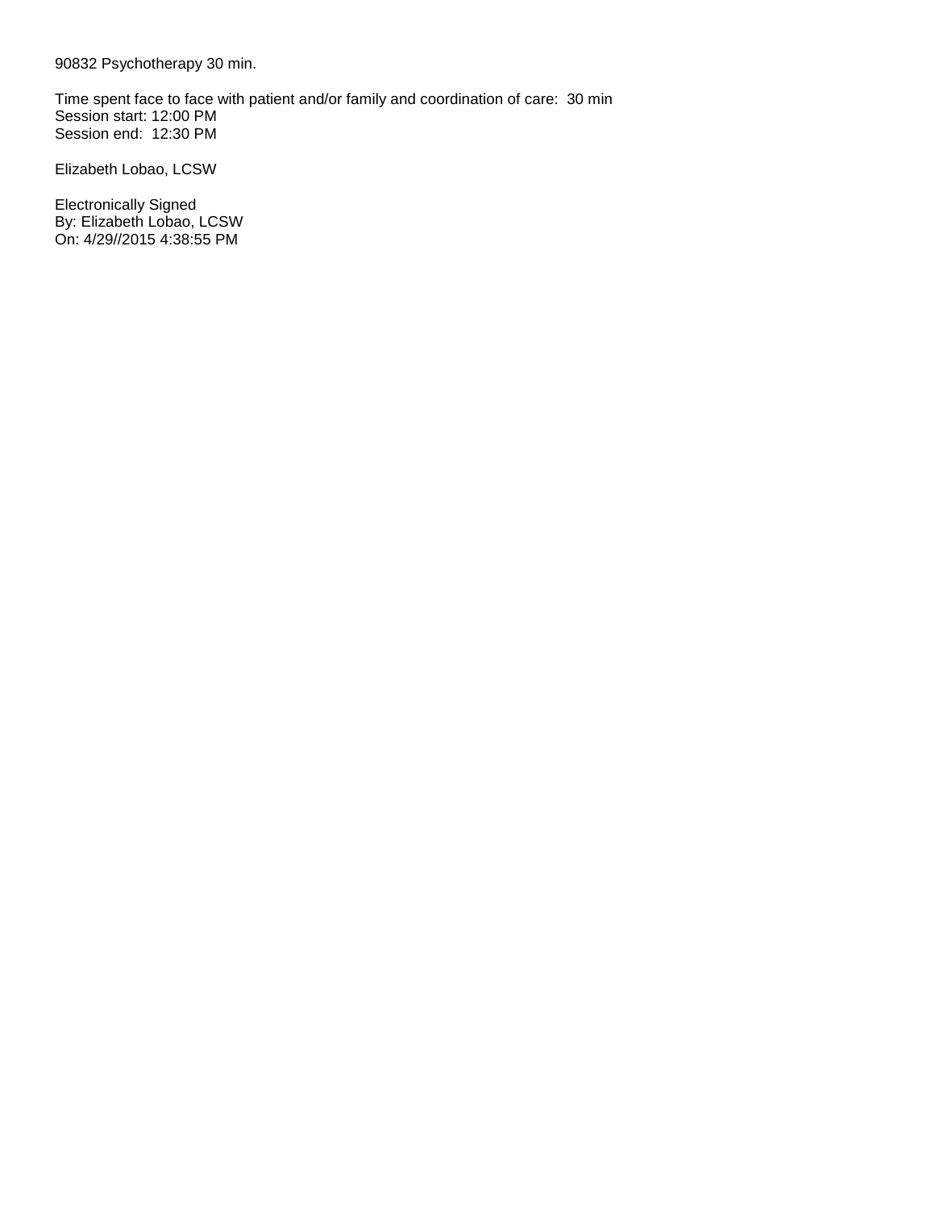90832 Psychotherapy 30 min.

Time spent face to face with patient and/or family and coordination of care: 30 min
Session start: 12:00 PM
Session end: 12:30 PM

Elizabeth Lobao, LCSW

Electronically Signed
By: Elizabeth Lobao, LCSW
On: 4/29//2015 4:38:55 PM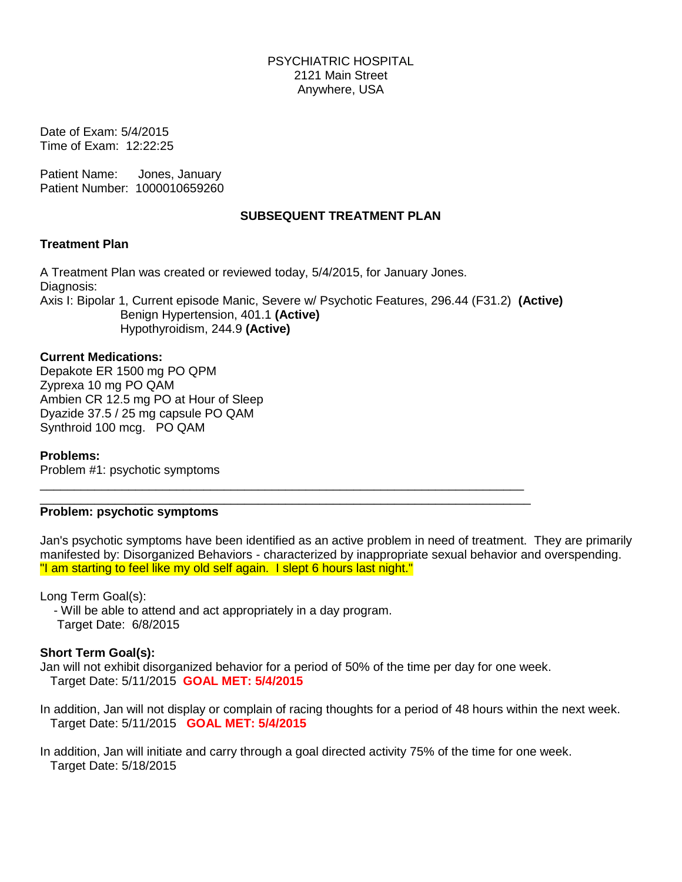PSYCHIATRIC HOSPITAL
2121 Main Street
Anywhere, USA

Date of Exam: 5/4/2015
Time of Exam: 12:22:25

Patient Name: Jones, January
Patient Number: 1000010659260

## SUBSEQUENT TREATMENT PLAN

### Treatment Plan

A Treatment Plan was created or reviewed today, 5/4/2015, for January Jones.
Diagnosis:
Axis I: Bipolar 1, Current episode Manic, Severe w/ Psychotic Features, 296.44 (F31.2) **(Active)**
Benign Hypertension, 401.1 **(Active)**
Hypothyroidism, 244.9 **(Active)**

**Current Medications:**
Depakote ER 1500 mg PO QPM
Zyprexa 10 mg PO QAM
Ambien CR 12.5 mg PO at Hour of Sleep
Dyazide 37.5 / 25 mg capsule PO QAM
Synthroid 100 mcg. PO QAM

**Problems:**
Problem #1: psychotic symptoms

---

**Problem: psychotic symptoms**

Jan's psychotic symptoms have been identified as an active problem in need of treatment. They are primarily manifested by: Disorganized Behaviors - characterized by inappropriate sexual behavior and overspending.
"I am starting to feel like my old self again. I slept 6 hours last night."

Long Term Goal(s):
- Will be able to attend and act appropriately in a day program.
  Target Date: 6/8/2015

**Short Term Goal(s):**
Jan will not exhibit disorganized behavior for a period of 50% of the time per day for one week.
Target Date: 5/11/2015 **GOAL MET: 5/4/2015**

In addition, Jan will not display or complain of racing thoughts for a period of 48 hours within the next week.
Target Date: 5/11/2015 **GOAL MET: 5/4/2015**

In addition, Jan will initiate and carry through a goal directed activity 75% of the time for one week.
Target Date: 5/18/2015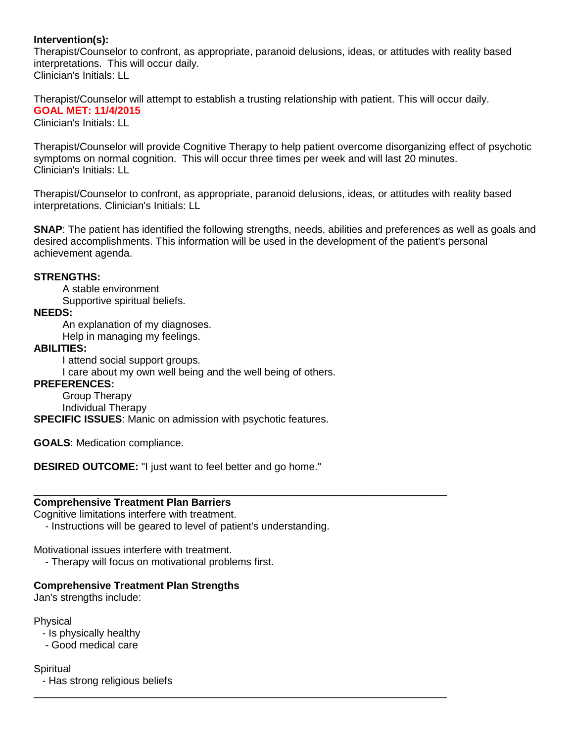**Intervention(s):**
Therapist/Counselor to confront, as appropriate, paranoid delusions, ideas, or attitudes with reality based interpretations. This will occur daily.
Clinician's Initials: LL

Therapist/Counselor will attempt to establish a trusting relationship with patient. This will occur daily.
**GOAL MET: 11/4/2015**
Clinician's Initials: LL

Therapist/Counselor will provide Cognitive Therapy to help patient overcome disorganizing effect of psychotic symptoms on normal cognition. This will occur three times per week and will last 20 minutes.
Clinician's Initials: LL

Therapist/Counselor to confront, as appropriate, paranoid delusions, ideas, or attitudes with reality based interpretations. Clinician's Initials: LL

**SNAP**: The patient has identified the following strengths, needs, abilities and preferences as well as goals and desired accomplishments. This information will be used in the development of the patient's personal achievement agenda.

**STRENGTHS:**
- A stable environment
- Supportive spiritual beliefs.

**NEEDS:**
- An explanation of my diagnoses.
- Help in managing my feelings.

**ABILITIES:**
- I attend social support groups.
- I care about my own well being and the well being of others.

**PREFERENCES:**
- Group Therapy
- Individual Therapy

**SPECIFIC ISSUES**: Manic on admission with psychotic features.

**GOALS**: Medication compliance.

**DESIRED OUTCOME:** "I just want to feel better and go home."

---

**Comprehensive Treatment Plan Barriers**
Cognitive limitations interfere with treatment.
- Instructions will be geared to level of patient's understanding.

Motivational issues interfere with treatment.
- Therapy will focus on motivational problems first.

**Comprehensive Treatment Plan Strengths**
Jan's strengths include:

Physical
- Is physically healthy
- Good medical care

Spiritual
- Has strong religious beliefs

---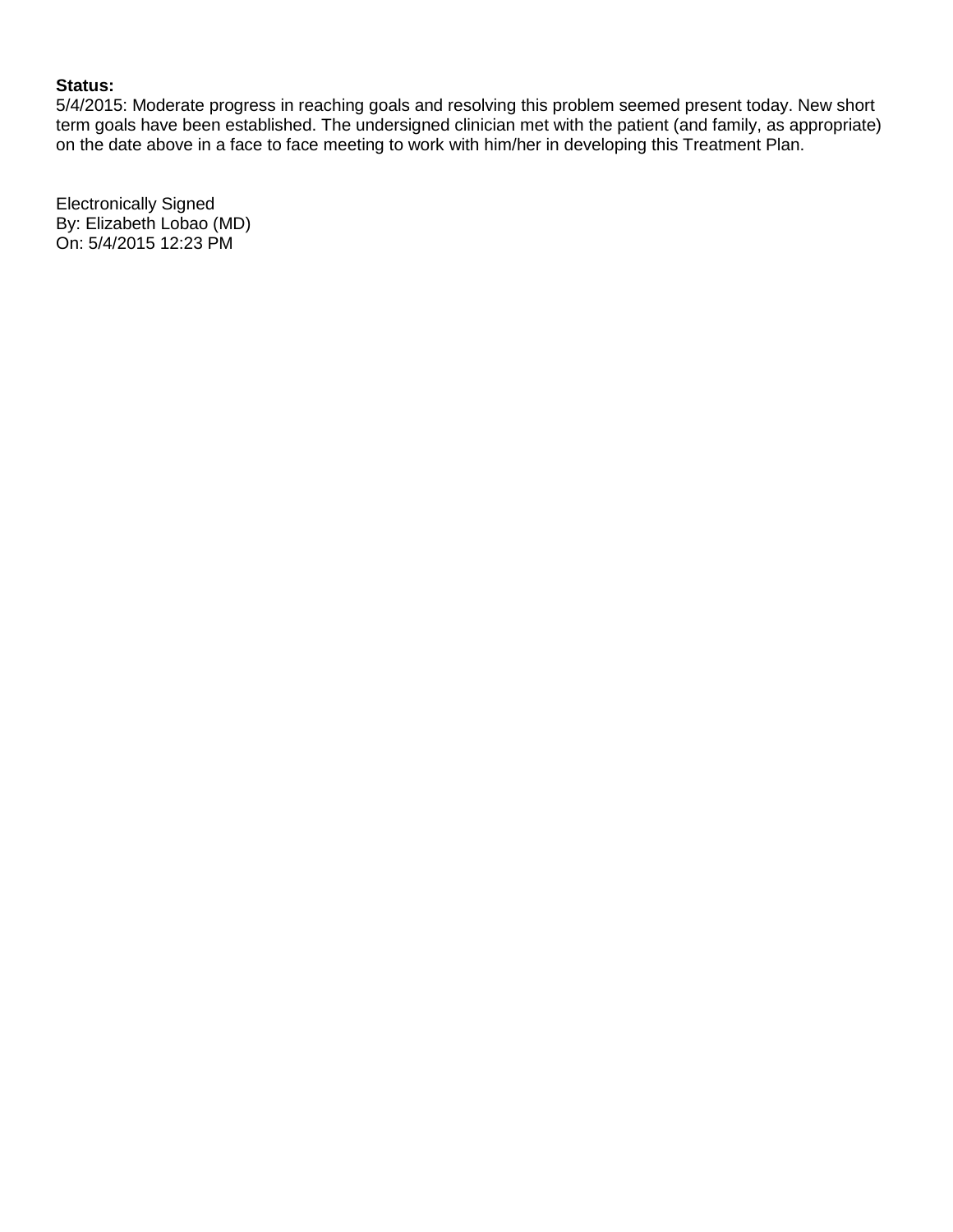**Status:**
5/4/2015: Moderate progress in reaching goals and resolving this problem seemed present today. New short term goals have been established. The undersigned clinician met with the patient (and family, as appropriate) on the date above in a face to face meeting to work with him/her in developing this Treatment Plan.

Electronically Signed
By: Elizabeth Lobao (MD)
On: 5/4/2015 12:23 PM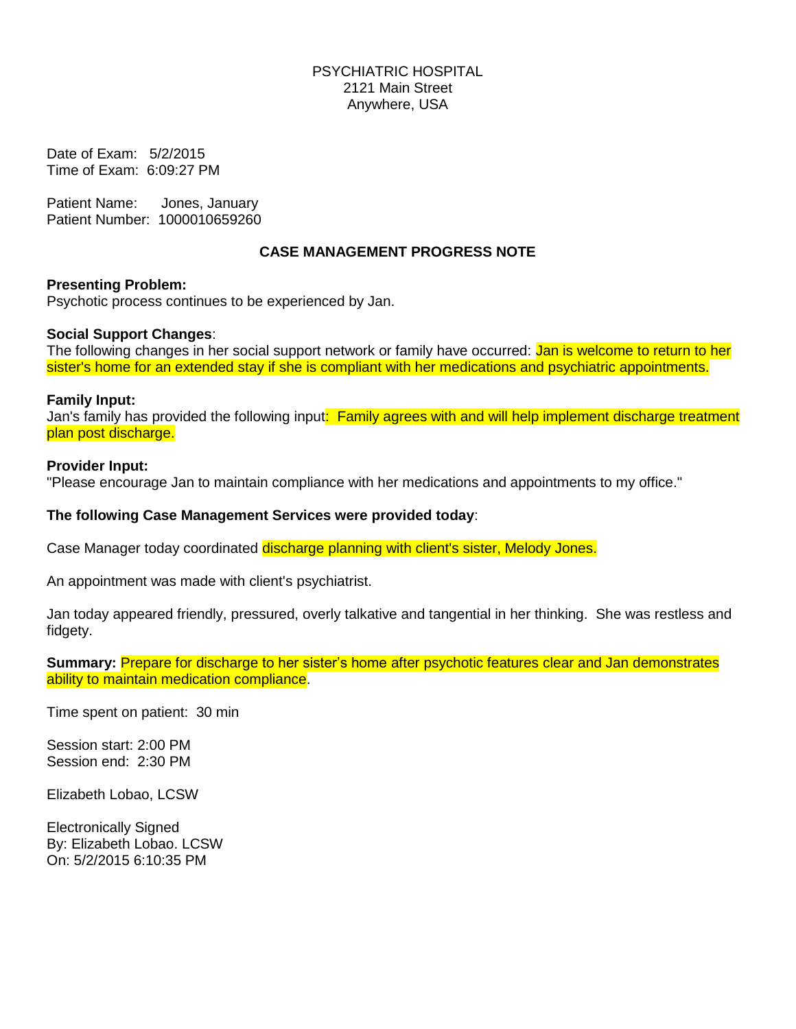PSYCHIATRIC HOSPITAL
2121 Main Street
Anywhere, USA

Date of Exam: 5/2/2015
Time of Exam: 6:09:27 PM

Patient Name: Jones, January
Patient Number: 1000010659260

## CASE MANAGEMENT PROGRESS NOTE

**Presenting Problem:**
Psychotic process continues to be experienced by Jan.

**Social Support Changes**:
The following changes in her social support network or family have occurred: Jan is welcome to return to her sister's home for an extended stay if she is compliant with her medications and psychiatric appointments.

**Family Input:**
Jan's family has provided the following input: Family agrees with and will help implement discharge treatment plan post discharge.

**Provider Input:**
"Please encourage Jan to maintain compliance with her medications and appointments to my office."

**The following Case Management Services were provided today**:

Case Manager today coordinated discharge planning with client's sister, Melody Jones.

An appointment was made with client's psychiatrist.

Jan today appeared friendly, pressured, overly talkative and tangential in her thinking. She was restless and fidgety.

**Summary:** Prepare for discharge to her sister's home after psychotic features clear and Jan demonstrates ability to maintain medication compliance.

Time spent on patient: 30 min

Session start: 2:00 PM
Session end: 2:30 PM

Elizabeth Lobao, LCSW

Electronically Signed
By: Elizabeth Lobao. LCSW
On: 5/2/2015 6:10:35 PM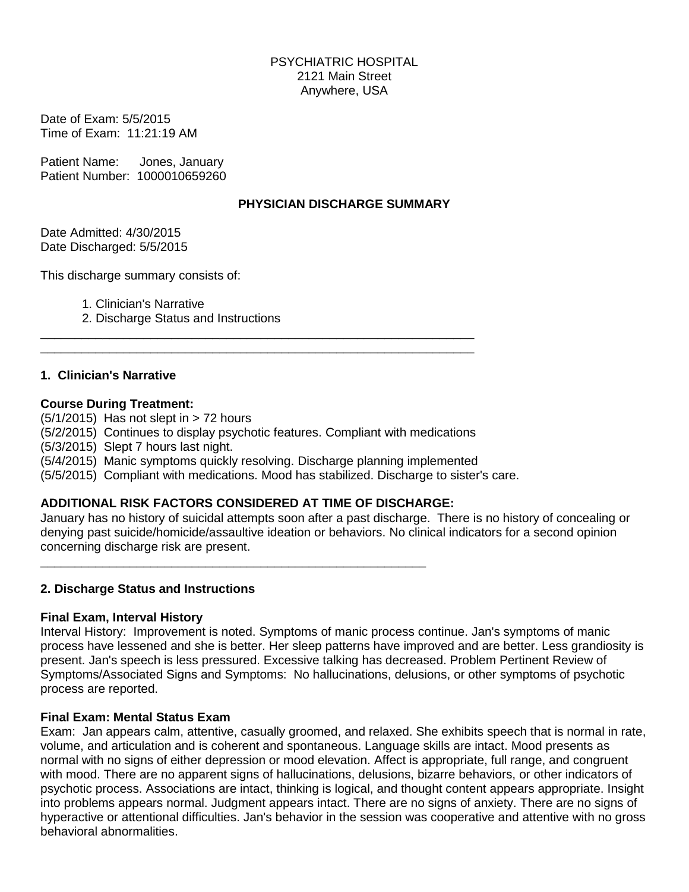PSYCHIATRIC HOSPITAL
2121 Main Street
Anywhere, USA

Date of Exam: 5/5/2015
Time of Exam: 11:21:19 AM

Patient Name: Jones, January
Patient Number: 1000010659260

## PHYSICIAN DISCHARGE SUMMARY

Date Admitted: 4/30/2015
Date Discharged: 5/5/2015

This discharge summary consists of:

1. Clinician's Narrative
2. Discharge Status and Instructions

---

### 1. Clinician's Narrative

**Course During Treatment:**
(5/1/2015) Has not slept in > 72 hours
(5/2/2015) Continues to display psychotic features. Compliant with medications
(5/3/2015) Slept 7 hours last night.
(5/4/2015) Manic symptoms quickly resolving. Discharge planning implemented
(5/5/2015) Compliant with medications. Mood has stabilized. Discharge to sister's care.

**ADDITIONAL RISK FACTORS CONSIDERED AT TIME OF DISCHARGE:**
January has no history of suicidal attempts soon after a past discharge. There is no history of concealing or denying past suicide/homicide/assaultive ideation or behaviors. No clinical indicators for a second opinion concerning discharge risk are present.

---

### 2. Discharge Status and Instructions

**Final Exam, Interval History**
Interval History: Improvement is noted. Symptoms of manic process continue. Jan's symptoms of manic process have lessened and she is better. Her sleep patterns have improved and are better. Less grandiosity is present. Jan's speech is less pressured. Excessive talking has decreased. Problem Pertinent Review of Symptoms/Associated Signs and Symptoms: No hallucinations, delusions, or other symptoms of psychotic process are reported.

**Final Exam: Mental Status Exam**
Exam: Jan appears calm, attentive, casually groomed, and relaxed. She exhibits speech that is normal in rate, volume, and articulation and is coherent and spontaneous. Language skills are intact. Mood presents as normal with no signs of either depression or mood elevation. Affect is appropriate, full range, and congruent with mood. There are no apparent signs of hallucinations, delusions, bizarre behaviors, or other indicators of psychotic process. Associations are intact, thinking is logical, and thought content appears appropriate. Insight into problems appears normal. Judgment appears intact. There are no signs of anxiety. There are no signs of hyperactive or attentional difficulties. Jan's behavior in the session was cooperative and attentive with no gross behavioral abnormalities.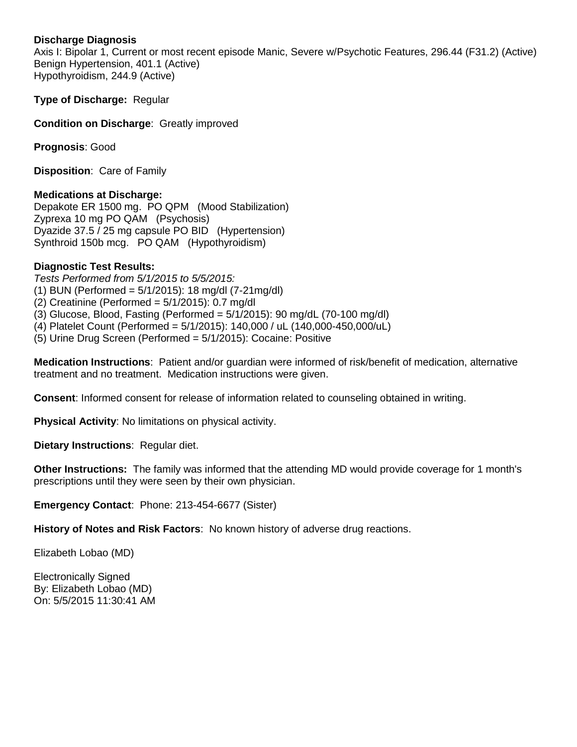**Discharge Diagnosis**
Axis I: Bipolar 1, Current or most recent episode Manic, Severe w/Psychotic Features, 296.44 (F31.2) (Active)
Benign Hypertension, 401.1 (Active)
Hypothyroidism, 244.9 (Active)

**Type of Discharge:** Regular

**Condition on Discharge**: Greatly improved

**Prognosis**: Good

**Disposition**: Care of Family

**Medications at Discharge:**
Depakote ER 1500 mg. PO QPM (Mood Stabilization)
Zyprexa 10 mg PO QAM (Psychosis)
Dyazide 37.5 / 25 mg capsule PO BID (Hypertension)
Synthroid 150b mcg. PO QAM (Hypothyroidism)

**Diagnostic Test Results:**
*Tests Performed from 5/1/2015 to 5/5/2015:*
(1) BUN (Performed = 5/1/2015): 18 mg/dl (7-21mg/dl)
(2) Creatinine (Performed = 5/1/2015): 0.7 mg/dl
(3) Glucose, Blood, Fasting (Performed = 5/1/2015): 90 mg/dL (70-100 mg/dl)
(4) Platelet Count (Performed = 5/1/2015): 140,000 / uL (140,000-450,000/uL)
(5) Urine Drug Screen (Performed = 5/1/2015): Cocaine: Positive

**Medication Instructions**: Patient and/or guardian were informed of risk/benefit of medication, alternative treatment and no treatment. Medication instructions were given.

**Consent**: Informed consent for release of information related to counseling obtained in writing.

**Physical Activity**: No limitations on physical activity.

**Dietary Instructions**: Regular diet.

**Other Instructions:** The family was informed that the attending MD would provide coverage for 1 month's prescriptions until they were seen by their own physician.

**Emergency Contact**: Phone: 213-454-6677 (Sister)

**History of Notes and Risk Factors**: No known history of adverse drug reactions.

Elizabeth Lobao (MD)

Electronically Signed
By: Elizabeth Lobao (MD)
On: 5/5/2015 11:30:41 AM